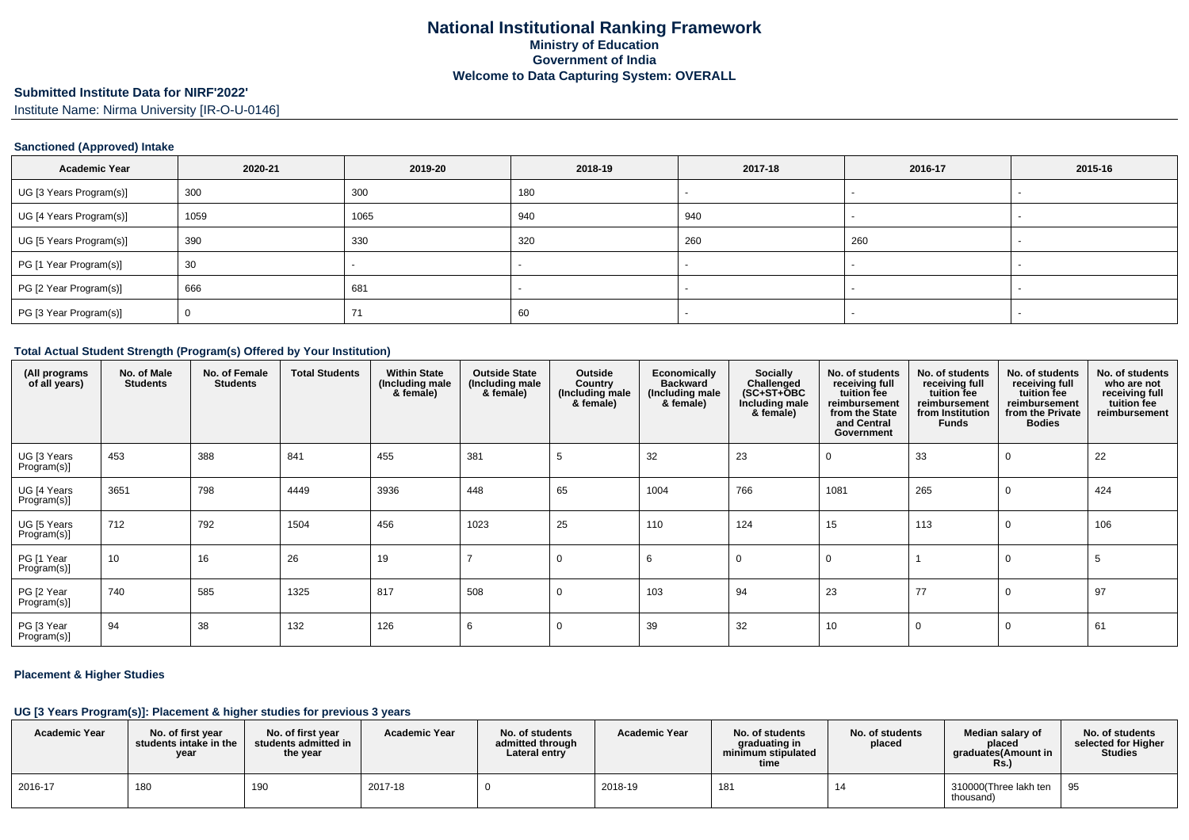# National Institutional Ranking Framework
## Ministry of Education
## Government of India
## Welcome to Data Capturing System: OVERALL

**Submitted Institute Data for NIRF'2022'**

Institute Name: Nirma University [IR-O-U-0146]

### Sanctioned (Approved) Intake

| Academic Year | 2020-21 | 2019-20 | 2018-19 | 2017-18 | 2016-17 | 2015-16 |
|---|---|---|---|---|---|---|
| UG [3 Years Program(s)] | 300 | 300 | 180 | - | - | - |
| UG [4 Years Program(s)] | 1059 | 1065 | 940 | 940 | - | - |
| UG [5 Years Program(s)] | 390 | 330 | 320 | 260 | 260 | - |
| PG [1 Year Program(s)] | 30 | - | - | - | - | - |
| PG [2 Year Program(s)] | 666 | 681 | - | - | - | - |
| PG [3 Year Program(s)] | 0 | 71 | 60 | - | - | - |

### Total Actual Student Strength (Program(s) Offered by Your Institution)

| (All programs of all years) | No. of Male Students | No. of Female Students | Total Students | Within State (Including male & female) | Outside State (Including male & female) | Outside Country (Including male & female) | Economically Backward (Including male & female) | Socially Challenged (SC+ST+OBC Including male & female) | No. of students receiving full tuition fee reimbursement from the State and Central Government | No. of students receiving full tuition fee reimbursement from Institution Funds | No. of students receiving full tuition fee reimbursement from the Private Bodies | No. of students who are not receiving full tuition fee reimbursement |
|---|---|---|---|---|---|---|---|---|---|---|---|---|
| UG [3 Years Program(s)] | 453 | 388 | 841 | 455 | 381 | 5 | 32 | 23 | 0 | 33 | 0 | 22 |
| UG [4 Years Program(s)] | 3651 | 798 | 4449 | 3936 | 448 | 65 | 1004 | 766 | 1081 | 265 | 0 | 424 |
| UG [5 Years Program(s)] | 712 | 792 | 1504 | 456 | 1023 | 25 | 110 | 124 | 15 | 113 | 0 | 106 |
| PG [1 Year Program(s)] | 10 | 16 | 26 | 19 | 7 | 0 | 6 | 0 | 0 | 1 | 0 | 5 |
| PG [2 Year Program(s)] | 740 | 585 | 1325 | 817 | 508 | 0 | 103 | 94 | 23 | 77 | 0 | 97 |
| PG [3 Year Program(s)] | 94 | 38 | 132 | 126 | 6 | 0 | 39 | 32 | 10 | 0 | 0 | 61 |

### Placement & Higher Studies

#### UG [3 Years Program(s)]: Placement & higher studies for previous 3 years

| Academic Year | No. of first year students intake in the year | No. of first year students admitted in the year | Academic Year | No. of students admitted through Lateral entry | Academic Year | No. of students graduating in minimum stipulated time | No. of students placed | Median salary of placed graduates(Amount in Rs.) | No. of students selected for Higher Studies |
|---|---|---|---|---|---|---|---|---|---|
| 2016-17 | 180 | 190 | 2017-18 | 0 | 2018-19 | 181 | 14 | 310000(Three lakh ten thousand) | 95 |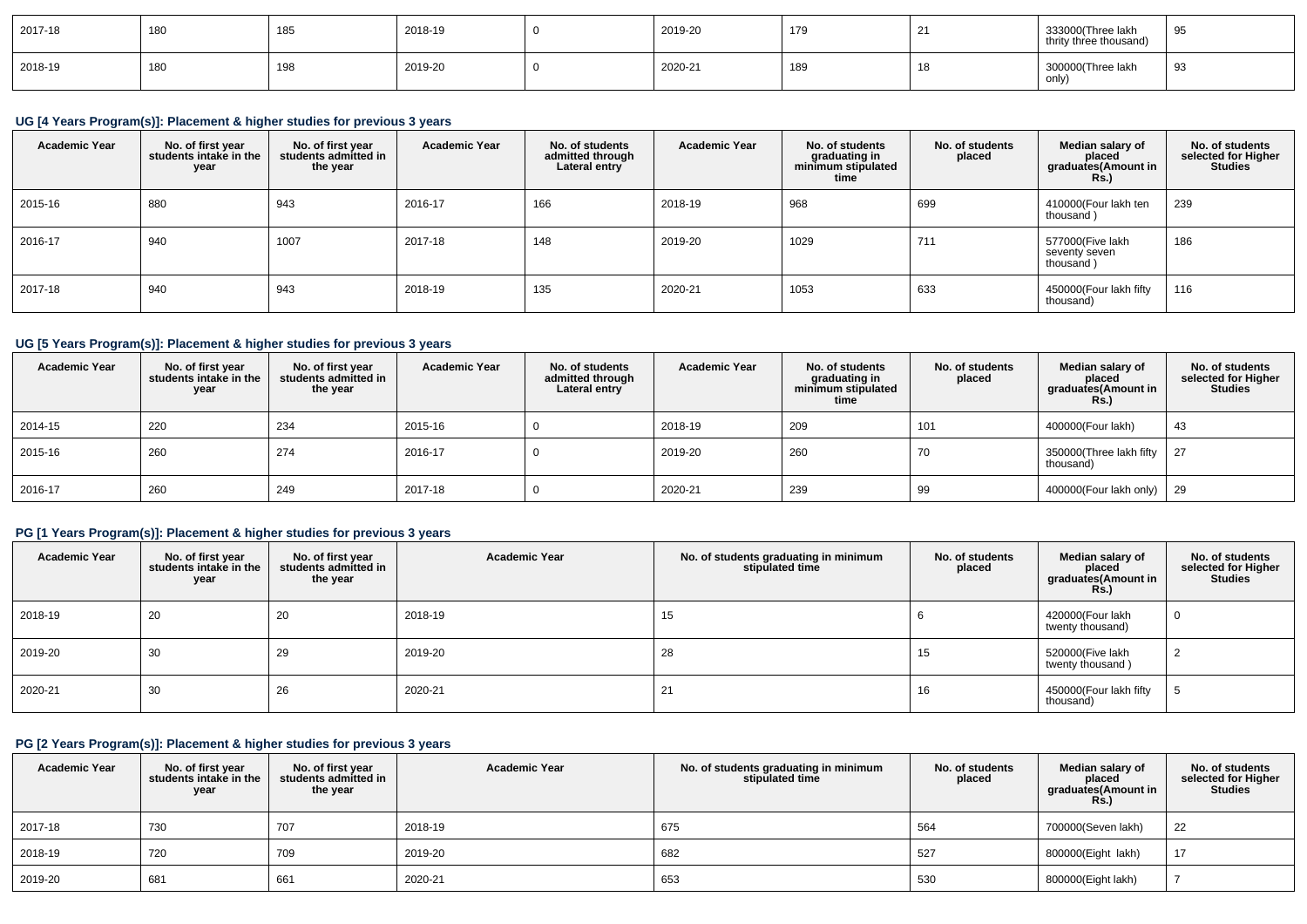| 2017-18 | 180 | 185 | 2018-19 | 0 | 2019-20 | 179 | 21 | 333000(Three lakh thrity three thousand) | 95 |
|---|---|---|---|---|---|---|---|---|---|
| 2018-19 | 180 | 198 | 2019-20 | 0 | 2020-21 | 189 | 18 | 300000(Three lakh only) | 93 |

### UG [4 Years Program(s)]: Placement & higher studies for previous 3 years

| Academic Year | No. of first year students intake in the year | No. of first year students admitted in the year | Academic Year | No. of students admitted through Lateral entry | Academic Year | No. of students graduating in minimum stipulated time | No. of students placed | Median salary of placed graduates(Amount in Rs.) | No. of students selected for Higher Studies |
|---|---|---|---|---|---|---|---|---|---|
| 2015-16 | 880 | 943 | 2016-17 | 166 | 2018-19 | 968 | 699 | 410000(Four lakh ten thousand ) | 239 |
| 2016-17 | 940 | 1007 | 2017-18 | 148 | 2019-20 | 1029 | 711 | 577000(Five lakh seventy seven thousand ) | 186 |
| 2017-18 | 940 | 943 | 2018-19 | 135 | 2020-21 | 1053 | 633 | 450000(Four lakh fifty thousand) | 116 |

### UG [5 Years Program(s)]: Placement & higher studies for previous 3 years

| Academic Year | No. of first year students intake in the year | No. of first year students admitted in the year | Academic Year | No. of students admitted through Lateral entry | Academic Year | No. of students graduating in minimum stipulated time | No. of students placed | Median salary of placed graduates(Amount in Rs.) | No. of students selected for Higher Studies |
|---|---|---|---|---|---|---|---|---|---|
| 2014-15 | 220 | 234 | 2015-16 | 0 | 2018-19 | 209 | 101 | 400000(Four lakh) | 43 |
| 2015-16 | 260 | 274 | 2016-17 | 0 | 2019-20 | 260 | 70 | 350000(Three lakh fifty thousand) | 27 |
| 2016-17 | 260 | 249 | 2017-18 | 0 | 2020-21 | 239 | 99 | 400000(Four lakh only) | 29 |

### PG [1 Years Program(s)]: Placement & higher studies for previous 3 years

| Academic Year | No. of first year students intake in the year | No. of first year students admitted in the year | Academic Year | No. of students graduating in minimum stipulated time | No. of students placed | Median salary of placed graduates(Amount in Rs.) | No. of students selected for Higher Studies |
|---|---|---|---|---|---|---|---|
| 2018-19 | 20 | 20 | 2018-19 | 15 | 6 | 420000(Four lakh twenty thousand) | 0 |
| 2019-20 | 30 | 29 | 2019-20 | 28 | 15 | 520000(Five lakh twenty thousand ) | 2 |
| 2020-21 | 30 | 26 | 2020-21 | 21 | 16 | 450000(Four lakh fifty thousand) | 5 |

### PG [2 Years Program(s)]: Placement & higher studies for previous 3 years

| Academic Year | No. of first year students intake in the year | No. of first year students admitted in the year | Academic Year | No. of students graduating in minimum stipulated time | No. of students placed | Median salary of placed graduates(Amount in Rs.) | No. of students selected for Higher Studies |
|---|---|---|---|---|---|---|---|
| 2017-18 | 730 | 707 | 2018-19 | 675 | 564 | 700000(Seven lakh) | 22 |
| 2018-19 | 720 | 709 | 2019-20 | 682 | 527 | 800000(Eight lakh) | 17 |
| 2019-20 | 681 | 661 | 2020-21 | 653 | 530 | 800000(Eight lakh) | 7 |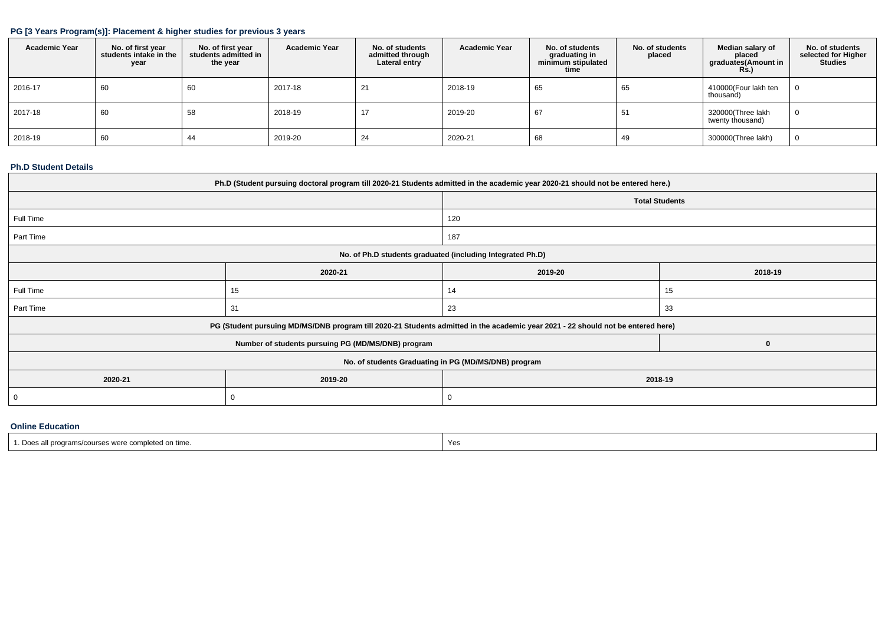### PG [3 Years Program(s)]: Placement & higher studies for previous 3 years

| Academic Year | No. of first year students intake in the year | No. of first year students admitted in the year | Academic Year | No. of students admitted through Lateral entry | Academic Year | No. of students graduating in minimum stipulated time | No. of students placed | Median salary of placed graduates(Amount in Rs.) | No. of students selected for Higher Studies |
|---|---|---|---|---|---|---|---|---|---|
| 2016-17 | 60 | 60 | 2017-18 | 21 | 2018-19 | 65 | 65 | 410000(Four lakh ten thousand) | 0 |
| 2017-18 | 60 | 58 | 2018-19 | 17 | 2019-20 | 67 | 51 | 320000(Three lakh twenty thousand) | 0 |
| 2018-19 | 60 | 44 | 2019-20 | 24 | 2020-21 | 68 | 49 | 300000(Three lakh) | 0 |

### Ph.D Student Details

| Ph.D (Student pursuing doctoral program till 2020-21 Students admitted in the academic year 2020-21 should not be entered here.) | | | |
|---|---|---|---|
| | | Total Students | |
| Full Time | | 120 | |
| Part Time | | 187 | |
| No. of Ph.D students graduated (including Integrated Ph.D) | | | |
| | 2020-21 | 2019-20 | 2018-19 |
| Full Time | 15 | 14 | 15 |
| Part Time | 31 | 23 | 33 |
| PG (Student pursuing MD/MS/DNB program till 2020-21 Students admitted in the academic year 2021 - 22 should not be entered here) | | | |
| Number of students pursuing PG (MD/MS/DNB) program | | | 0 |
| No. of students Graduating in PG (MD/MS/DNB) program | | | |
| 2020-21 | 2019-20 | 2018-19 | |
| 0 | 0 | 0 | |

### Online Education

| | |
|---|---|
| 1. Does all programs/courses were completed on time. | Yes |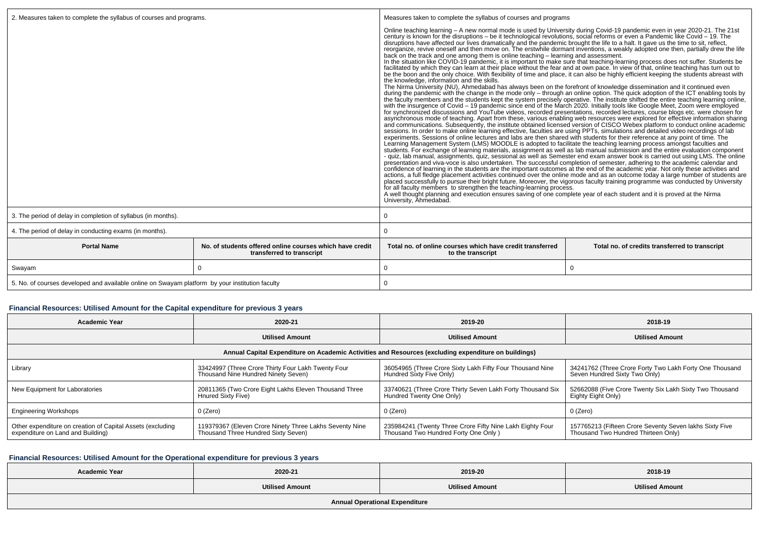| 2. Measures taken to complete the syllabus of courses and programs. | | Measures taken to complete the syllabus of courses and programs<br><br>Online teaching learning – A new normal mode is used by University during Covid-19 pandemic even in year 2020-21. The 21st century is known for the disruptions – be it technological revolutions, social reforms or even a Pandemic like Covid – 19. The disruptions have affected our lives dramatically and the pandemic brought the life to a halt. It gave us the time to sit, reflect, reorganize, revive oneself and then move on. The erstwhile dormant inventions, a weakly adopted one then, partially drew the life back on the track and one among them is online teaching – learning and assessment.<br>In the situation like COVID-19 pandemic, it is important to make sure that teaching-learning process does not suffer. Students be facilitated by which they can learn at their place without the fear and at own pace. In view of that, online teaching has turn out to be the boon and the only choice. With flexibility of time and place, it can also be highly efficient keeping the students abreast with the knowledge, information and the skills.<br>The Nirma University (NU), Ahmedabad has always been on the forefront of knowledge dissemination and it continued even during the pandemic with the change in the mode only – through an online option. The quick adoption of the ICT enabling tools by the faculty members and the students kept the system precisely operative. The institute shifted the entire teaching learning online, with the insurgence of Covid – 19 pandemic since end of the March 2020. Initially tools like Google Meet, Zoom were employed for synchronized discussions and YouTube videos, recorded presentations, recorded lectures, course blogs etc. were chosen for asynchronous mode of teaching. Apart from these, various enabling web resources were explored for effective information sharing and communications. Subsequently, the institute obtained licensed version of CISCO Webex platform to conduct online academic sessions. In order to make online learning effective, faculties are using PPTs, simulations and detailed video recordings of lab experiments. Sessions of online lectures and labs are then shared with students for their reference at any point of time. The Learning Management System (LMS) MOODLE is adopted to facilitate the teaching learning process amongst faculties and students. For exchange of learning materials, assignment as well as lab manual submission and the entire evaluation component - quiz, lab manual, assignments, quiz, sessional as well as Semester end exam answer book is carried out using LMS. The online presentation and viva-voce is also undertaken. The successful completion of semester, adhering to the academic calendar and confidence of learning in the students are the important outcomes at the end of the academic year. Not only these activities and actions, a full fledge placement activities continued over the online mode and as an outcome today a large number of students are placed successfully to pursue their bright future. Moreover, the vigorous faculty training programme was conducted by University for all faculty members to strengthen the teaching-learning process.<br>A well thought planning and execution ensures saving of one complete year of each student and it is proved at the Nirma University, Ahmedabad. | |
|---|---|---|---|
| 3. The period of delay in completion of syllabus (in months). | | 0 | |
| 4. The period of delay in conducting exams (in months). | | 0 | |
| **Portal Name** | **No. of students offered online courses which have credit transferred to transcript** | **Total no. of online courses which have credit transferred to the transcript** | **Total no. of credits transferred to transcript** |
| Swayam | 0 | 0 | 0 |
| 5. No. of courses developed and available online on Swayam platform by your institution faculty | | 0 | |

### Financial Resources: Utilised Amount for the Capital expenditure for previous 3 years

| Academic Year | 2020-21 | 2019-20 | 2018-19 |
|---|---|---|---|
| | **Utilised Amount** | **Utilised Amount** | **Utilised Amount** |
| **Annual Capital Expenditure on Academic Activities and Resources (excluding expenditure on buildings)** | | | |
| Library | 33424997 (Three Crore Thirty Four Lakh Twenty Four Thousand Nine Hundred Ninety Seven) | 36054965 (Three Crore Sixty Lakh Fifty Four Thousand Nine Hundred Sixty Five Only) | 34241762 (Three Crore Forty Two Lakh Forty One Thousand Seven Hundred Sixty Two Only) |
| New Equipment for Laboratories | 20811365 (Two Crore Eight Lakhs Eleven Thousand Three Hnured Sixty Five) | 33740621 (Three Crore Thirty Seven Lakh Forty Thousand Six Hundred Twenty One Only) | 52662088 (Five Crore Twenty Six Lakh Sixty Two Thousand Eighty Eight Only) |
| Engineering Workshops | 0 (Zero) | 0 (Zero) | 0 (Zero) |
| Other expenditure on creation of Capital Assets (excluding expenditure on Land and Building) | 119379367 (Eleven Crore Ninety Three Lakhs Seventy Nine Thousand Three Hundred Sixty Seven) | 235984241 (Twenty Three Crore Fifty Nine Lakh Eighty Four Thousand Two Hundred Forty One Only ) | 157765213 (Fifteen Crore Seventy Seven lakhs Sixty Five Thousand Two Hundred Thirteen Only) |

### Financial Resources: Utilised Amount for the Operational expenditure for previous 3 years

| Academic Year | 2020-21 | 2019-20 | 2018-19 |
|---|---|---|---|
| | **Utilised Amount** | **Utilised Amount** | **Utilised Amount** |
| **Annual Operational Expenditure** | | | |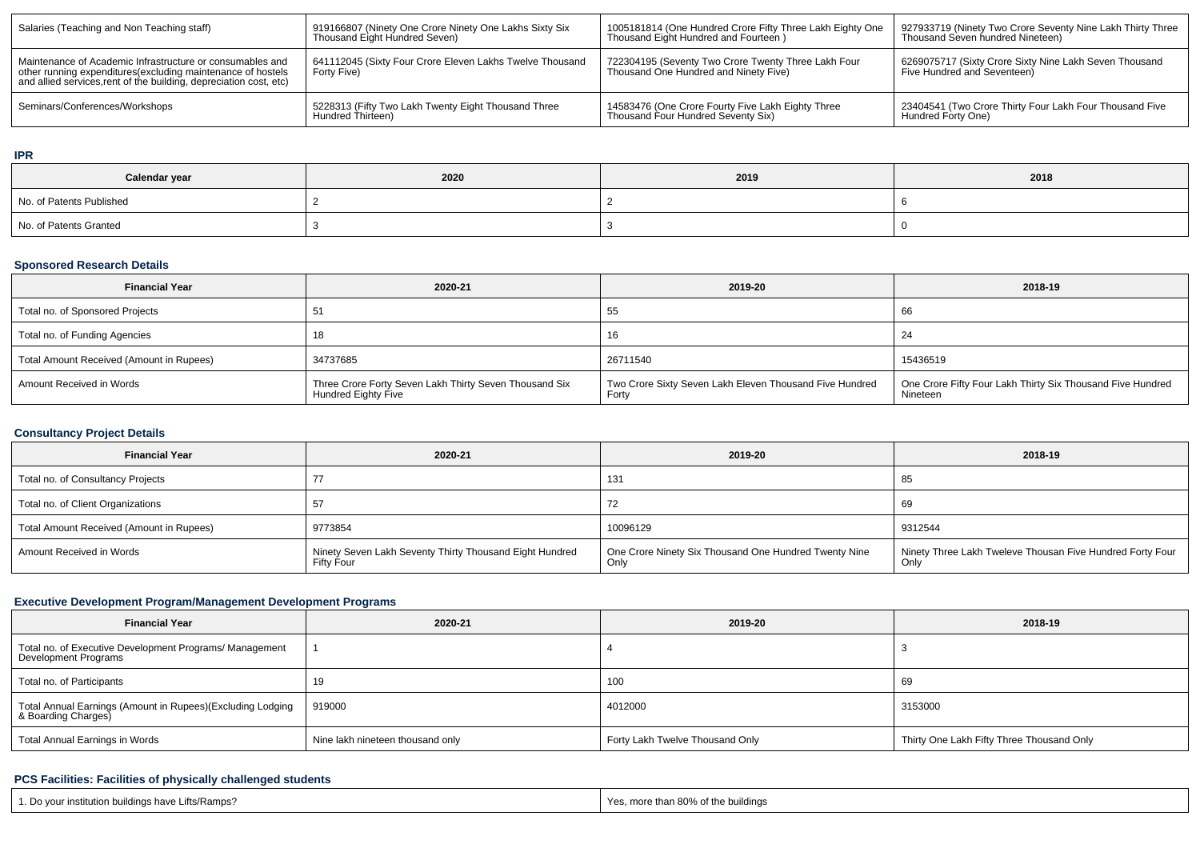| Salaries (Teaching and Non Teaching staff) | 919166807 (Ninety One Crore Ninety One Lakhs Sixty Six Thousand Eight Hundred Seven) | 1005181814 (One Hundred Crore Fifty Three Lakh Eighty One Thousand Eight Hundred and Fourteen ) | 927933719 (Ninety Two Crore Seventy Nine Lakh Thirty Three Thousand Seven hundred Nineteen) |
|---|---|---|---|
| Maintenance of Academic Infrastructure or consumables and other running expenditures(excluding maintenance of hostels and allied services,rent of the building, depreciation cost, etc) | 641112045 (Sixty Four Crore Eleven Lakhs Twelve Thousand Forty Five) | 722304195 (Seventy Two Crore Twenty Three Lakh Four Thousand One Hundred and Ninety Five) | 6269075717 (Sixty Crore Sixty Nine Lakh Seven Thousand Five Hundred and Seventeen) |
| Seminars/Conferences/Workshops | 5228313 (Fifty Two Lakh Twenty Eight Thousand Three Hundred Thirteen) | 14583476 (One Crore Fourty Five Lakh Eighty Three Thousand Four Hundred Seventy Six) | 23404541 (Two Crore Thirty Four Lakh Four Thousand Five Hundred Forty One) |

### IPR

| Calendar year | 2020 | 2019 | 2018 |
|---|---|---|---|
| No. of Patents Published | 2 | 2 | 6 |
| No. of Patents Granted | 3 | 3 | 0 |

### Sponsored Research Details

| Financial Year | 2020-21 | 2019-20 | 2018-19 |
|---|---|---|---|
| Total no. of Sponsored Projects | 51 | 55 | 66 |
| Total no. of Funding Agencies | 18 | 16 | 24 |
| Total Amount Received (Amount in Rupees) | 34737685 | 26711540 | 15436519 |
| Amount Received in Words | Three Crore Forty Seven Lakh Thirty Seven Thousand Six Hundred Eighty Five | Two Crore Sixty Seven Lakh Eleven Thousand Five Hundred Forty | One Crore Fifty Four Lakh Thirty Six Thousand Five Hundred Nineteen |

### Consultancy Project Details

| Financial Year | 2020-21 | 2019-20 | 2018-19 |
|---|---|---|---|
| Total no. of Consultancy Projects | 77 | 131 | 85 |
| Total no. of Client Organizations | 57 | 72 | 69 |
| Total Amount Received (Amount in Rupees) | 9773854 | 10096129 | 9312544 |
| Amount Received in Words | Ninety Seven Lakh Seventy Thirty Thousand Eight Hundred Fifty Four | One Crore Ninety Six Thousand One Hundred Twenty Nine Only | Ninety Three Lakh Tweleve Thousan Five Hundred Forty Four Only |

### Executive Development Program/Management Development Programs

| Financial Year | 2020-21 | 2019-20 | 2018-19 |
|---|---|---|---|
| Total no. of Executive Development Programs/ Management Development Programs | 1 | 4 | 3 |
| Total no. of Participants | 19 | 100 | 69 |
| Total Annual Earnings (Amount in Rupees)(Excluding Lodging & Boarding Charges) | 919000 | 4012000 | 3153000 |
| Total Annual Earnings in Words | Nine lakh nineteen thousand only | Forty Lakh Twelve Thousand Only | Thirty One Lakh Fifty Three Thousand Only |

### PCS Facilities: Facilities of physically challenged students

| 1. Do your institution buildings have Lifts/Ramps? | Yes, more than 80% of the buildings |
|---|---|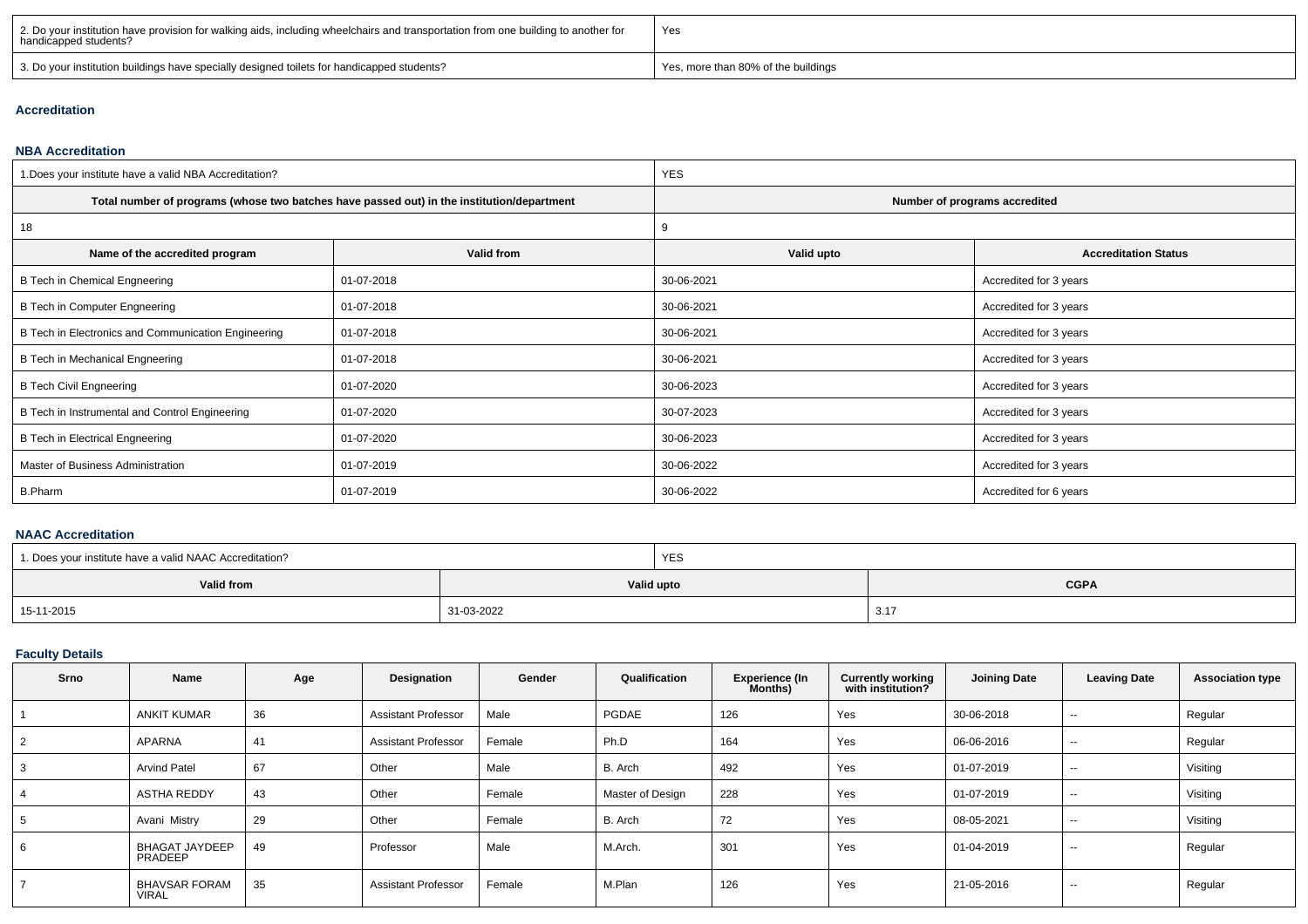| 2. Do your institution have provision for walking aids, including wheelchairs and transportation from one building to another for handicapped students? | Yes |
|---|---|
| 3. Do your institution buildings have specially designed toilets for handicapped students? | Yes, more than 80% of the buildings |

### Accreditation

#### NBA Accreditation

| 1.Does your institute have a valid NBA Accreditation? | | YES | |
|---|---|---|---|
| **Total number of programs (whose two batches have passed out) in the institution/department** | | **Number of programs accredited** | |
| 18 | | 9 | |
| **Name of the accredited program** | **Valid from** | **Valid upto** | **Accreditation Status** |
| B Tech in Chemical Engneering | 01-07-2018 | 30-06-2021 | Accredited for 3 years |
| B Tech in Computer Engneering | 01-07-2018 | 30-06-2021 | Accredited for 3 years |
| B Tech in Electronics and Communication Engineering | 01-07-2018 | 30-06-2021 | Accredited for 3 years |
| B Tech in Mechanical Engneering | 01-07-2018 | 30-06-2021 | Accredited for 3 years |
| B Tech Civil Engneering | 01-07-2020 | 30-06-2023 | Accredited for 3 years |
| B Tech in Instrumental and Control Engineering | 01-07-2020 | 30-07-2023 | Accredited for 3 years |
| B Tech in Electrical Engneering | 01-07-2020 | 30-06-2023 | Accredited for 3 years |
| Master of Business Administration | 01-07-2019 | 30-06-2022 | Accredited for 3 years |
| B.Pharm | 01-07-2019 | 30-06-2022 | Accredited for 6 years |

#### NAAC Accreditation

| 1. Does your institute have a valid NAAC Accreditation? | | YES |
|---|---|---|
| **Valid from** | **Valid upto** | **CGPA** |
| 15-11-2015 | 31-03-2022 | 3.17 |

#### Faculty Details

| Srno | Name | Age | Designation | Gender | Qualification | Experience (In Months) | Currently working with institution? | Joining Date | Leaving Date | Association type |
|---|---|---|---|---|---|---|---|---|---|---|
| 1 | ANKIT KUMAR | 36 | Assistant Professor | Male | PGDAE | 126 | Yes | 30-06-2018 | -- | Regular |
| 2 | APARNA | 41 | Assistant Professor | Female | Ph.D | 164 | Yes | 06-06-2016 | -- | Regular |
| 3 | Arvind Patel | 67 | Other | Male | B. Arch | 492 | Yes | 01-07-2019 | -- | Visiting |
| 4 | ASTHA REDDY | 43 | Other | Female | Master of Design | 228 | Yes | 01-07-2019 | -- | Visiting |
| 5 | Avani Mistry | 29 | Other | Female | B. Arch | 72 | Yes | 08-05-2021 | -- | Visiting |
| 6 | BHAGAT JAYDEEP PRADEEP | 49 | Professor | Male | M.Arch. | 301 | Yes | 01-04-2019 | -- | Regular |
| 7 | BHAVSAR FORAM VIRAL | 35 | Assistant Professor | Female | M.Plan | 126 | Yes | 21-05-2016 | -- | Regular |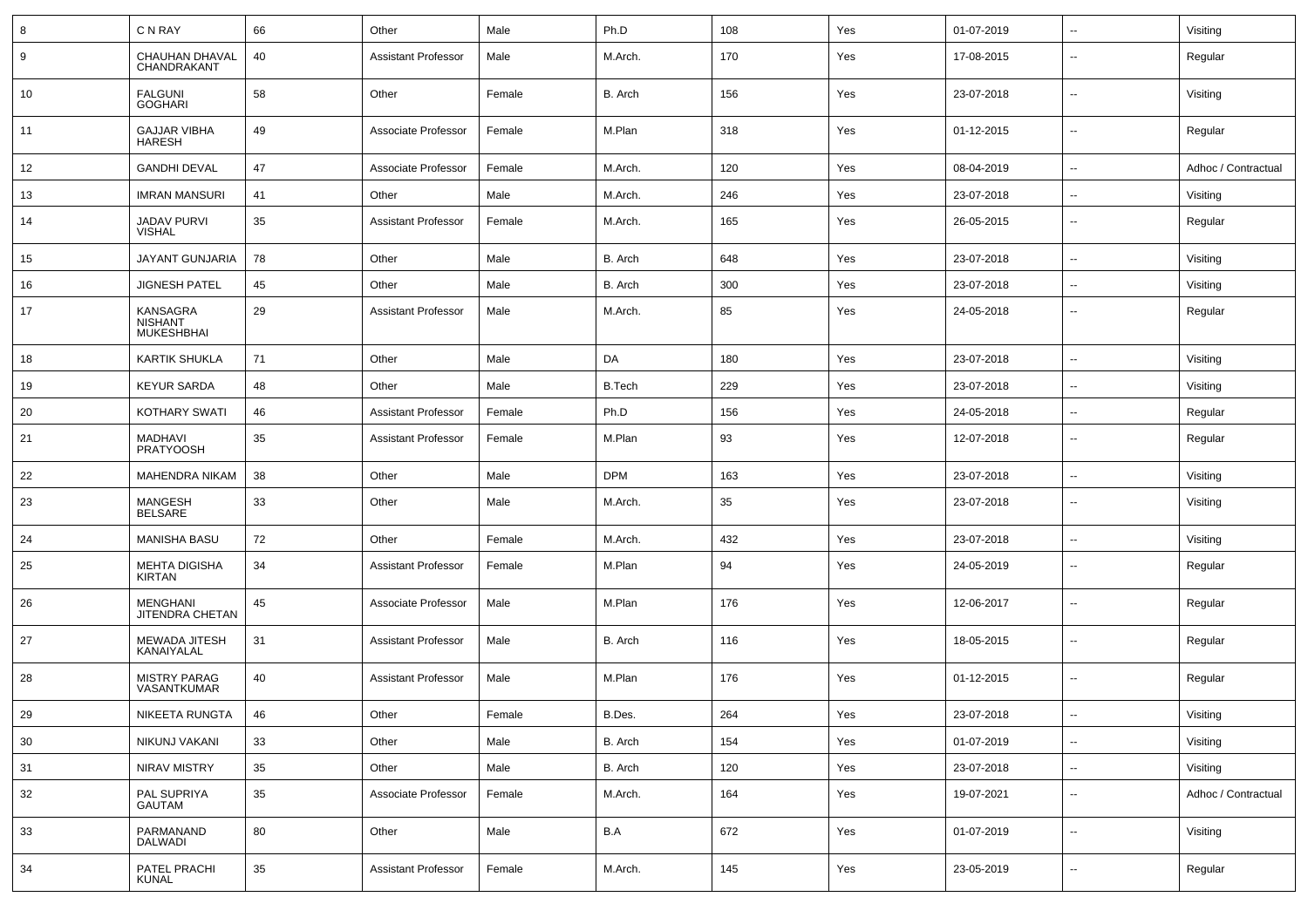| 8 | C N RAY | 66 | Other | Male | Ph.D | 108 | Yes | 01-07-2019 | -- | Visiting |
|---|---|---|---|---|---|---|---|---|---|---|
| 9 | CHAUHAN DHAVAL CHANDRAKANT | 40 | Assistant Professor | Male | M.Arch. | 170 | Yes | 17-08-2015 | -- | Regular |
| 10 | FALGUNI GOGHARI | 58 | Other | Female | B. Arch | 156 | Yes | 23-07-2018 | -- | Visiting |
| 11 | GAJJAR VIBHA HARESH | 49 | Associate Professor | Female | M.Plan | 318 | Yes | 01-12-2015 | -- | Regular |
| 12 | GANDHI DEVAL | 47 | Associate Professor | Female | M.Arch. | 120 | Yes | 08-04-2019 | -- | Adhoc / Contractual |
| 13 | IMRAN MANSURI | 41 | Other | Male | M.Arch. | 246 | Yes | 23-07-2018 | -- | Visiting |
| 14 | JADAV PURVI VISHAL | 35 | Assistant Professor | Female | M.Arch. | 165 | Yes | 26-05-2015 | -- | Regular |
| 15 | JAYANT GUNJARIA | 78 | Other | Male | B. Arch | 648 | Yes | 23-07-2018 | -- | Visiting |
| 16 | JIGNESH PATEL | 45 | Other | Male | B. Arch | 300 | Yes | 23-07-2018 | -- | Visiting |
| 17 | KANSAGRA NISHANT MUKESHBHAI | 29 | Assistant Professor | Male | M.Arch. | 85 | Yes | 24-05-2018 | -- | Regular |
| 18 | KARTIK SHUKLA | 71 | Other | Male | DA | 180 | Yes | 23-07-2018 | -- | Visiting |
| 19 | KEYUR SARDA | 48 | Other | Male | B.Tech | 229 | Yes | 23-07-2018 | -- | Visiting |
| 20 | KOTHARY SWATI | 46 | Assistant Professor | Female | Ph.D | 156 | Yes | 24-05-2018 | -- | Regular |
| 21 | MADHAVI PRATYOOSH | 35 | Assistant Professor | Female | M.Plan | 93 | Yes | 12-07-2018 | -- | Regular |
| 22 | MAHENDRA NIKAM | 38 | Other | Male | DPM | 163 | Yes | 23-07-2018 | -- | Visiting |
| 23 | MANGESH BELSARE | 33 | Other | Male | M.Arch. | 35 | Yes | 23-07-2018 | -- | Visiting |
| 24 | MANISHA BASU | 72 | Other | Female | M.Arch. | 432 | Yes | 23-07-2018 | -- | Visiting |
| 25 | MEHTA DIGISHA KIRTAN | 34 | Assistant Professor | Female | M.Plan | 94 | Yes | 24-05-2019 | -- | Regular |
| 26 | MENGHANI JITENDRA CHETAN | 45 | Associate Professor | Male | M.Plan | 176 | Yes | 12-06-2017 | -- | Regular |
| 27 | MEWADA JITESH KANAIYALAL | 31 | Assistant Professor | Male | B. Arch | 116 | Yes | 18-05-2015 | -- | Regular |
| 28 | MISTRY PARAG VASANTKUMAR | 40 | Assistant Professor | Male | M.Plan | 176 | Yes | 01-12-2015 | -- | Regular |
| 29 | NIKEETA RUNGTA | 46 | Other | Female | B.Des. | 264 | Yes | 23-07-2018 | -- | Visiting |
| 30 | NIKUNJ VAKANI | 33 | Other | Male | B. Arch | 154 | Yes | 01-07-2019 | -- | Visiting |
| 31 | NIRAV MISTRY | 35 | Other | Male | B. Arch | 120 | Yes | 23-07-2018 | -- | Visiting |
| 32 | PAL SUPRIYA GAUTAM | 35 | Associate Professor | Female | M.Arch. | 164 | Yes | 19-07-2021 | -- | Adhoc / Contractual |
| 33 | PARMANAND DALWADI | 80 | Other | Male | B.A | 672 | Yes | 01-07-2019 | -- | Visiting |
| 34 | PATEL PRACHI KUNAL | 35 | Assistant Professor | Female | M.Arch. | 145 | Yes | 23-05-2019 | -- | Regular |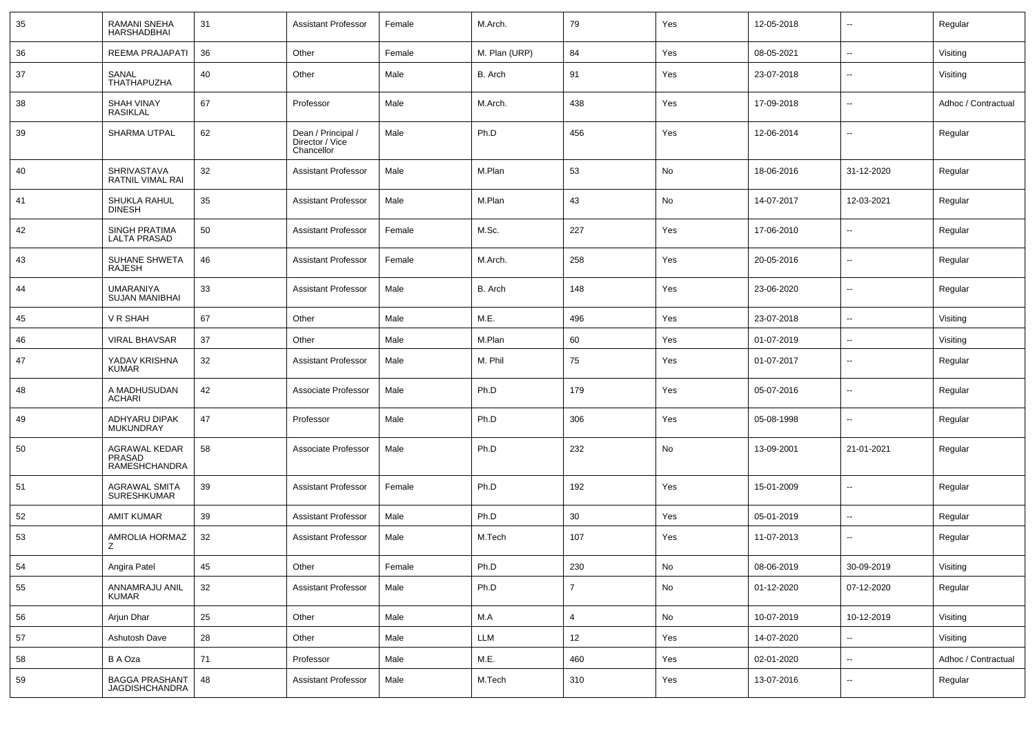| 35 | RAMANI SNEHA HARSHADBHAI | 31 | Assistant Professor | Female | M.Arch. | 79 | Yes | 12-05-2018 | -- | Regular |
|---|---|---|---|---|---|---|---|---|---|---|
| 36 | REEMA PRAJAPATI | 36 | Other | Female | M. Plan (URP) | 84 | Yes | 08-05-2021 | -- | Visiting |
| 37 | SANAL THATHAPUZHA | 40 | Other | Male | B. Arch | 91 | Yes | 23-07-2018 | -- | Visiting |
| 38 | SHAH VINAY RASIKLAL | 67 | Professor | Male | M.Arch. | 438 | Yes | 17-09-2018 | -- | Adhoc / Contractual |
| 39 | SHARMA UTPAL | 62 | Dean / Principal / Director / Vice Chancellor | Male | Ph.D | 456 | Yes | 12-06-2014 | -- | Regular |
| 40 | SHRIVASTAVA RATNIL VIMAL RAI | 32 | Assistant Professor | Male | M.Plan | 53 | No | 18-06-2016 | 31-12-2020 | Regular |
| 41 | SHUKLA RAHUL DINESH | 35 | Assistant Professor | Male | M.Plan | 43 | No | 14-07-2017 | 12-03-2021 | Regular |
| 42 | SINGH PRATIMA LALTA PRASAD | 50 | Assistant Professor | Female | M.Sc. | 227 | Yes | 17-06-2010 | -- | Regular |
| 43 | SUHANE SHWETA RAJESH | 46 | Assistant Professor | Female | M.Arch. | 258 | Yes | 20-05-2016 | -- | Regular |
| 44 | UMARANIYA SUJAN MANIBHAI | 33 | Assistant Professor | Male | B. Arch | 148 | Yes | 23-06-2020 | -- | Regular |
| 45 | V R SHAH | 67 | Other | Male | M.E. | 496 | Yes | 23-07-2018 | -- | Visiting |
| 46 | VIRAL BHAVSAR | 37 | Other | Male | M.Plan | 60 | Yes | 01-07-2019 | -- | Visiting |
| 47 | YADAV KRISHNA KUMAR | 32 | Assistant Professor | Male | M. Phil | 75 | Yes | 01-07-2017 | -- | Regular |
| 48 | A MADHUSUDAN ACHARI | 42 | Associate Professor | Male | Ph.D | 179 | Yes | 05-07-2016 | -- | Regular |
| 49 | ADHYARU DIPAK MUKUNDRAY | 47 | Professor | Male | Ph.D | 306 | Yes | 05-08-1998 | -- | Regular |
| 50 | AGRAWAL KEDAR PRASAD RAMESHCHANDRA | 58 | Associate Professor | Male | Ph.D | 232 | No | 13-09-2001 | 21-01-2021 | Regular |
| 51 | AGRAWAL SMITA SURESHKUMAR | 39 | Assistant Professor | Female | Ph.D | 192 | Yes | 15-01-2009 | -- | Regular |
| 52 | AMIT KUMAR | 39 | Assistant Professor | Male | Ph.D | 30 | Yes | 05-01-2019 | -- | Regular |
| 53 | AMROLIA HORMAZ Z | 32 | Assistant Professor | Male | M.Tech | 107 | Yes | 11-07-2013 | -- | Regular |
| 54 | Angira Patel | 45 | Other | Female | Ph.D | 230 | No | 08-06-2019 | 30-09-2019 | Visiting |
| 55 | ANNAMRAJU ANIL KUMAR | 32 | Assistant Professor | Male | Ph.D | 7 | No | 01-12-2020 | 07-12-2020 | Regular |
| 56 | Arjun Dhar | 25 | Other | Male | M.A | 4 | No | 10-07-2019 | 10-12-2019 | Visiting |
| 57 | Ashutosh Dave | 28 | Other | Male | LLM | 12 | Yes | 14-07-2020 | -- | Visiting |
| 58 | B A Oza | 71 | Professor | Male | M.E. | 460 | Yes | 02-01-2020 | -- | Adhoc / Contractual |
| 59 | BAGGA PRASHANT JAGDISHCHANDRA | 48 | Assistant Professor | Male | M.Tech | 310 | Yes | 13-07-2016 | -- | Regular |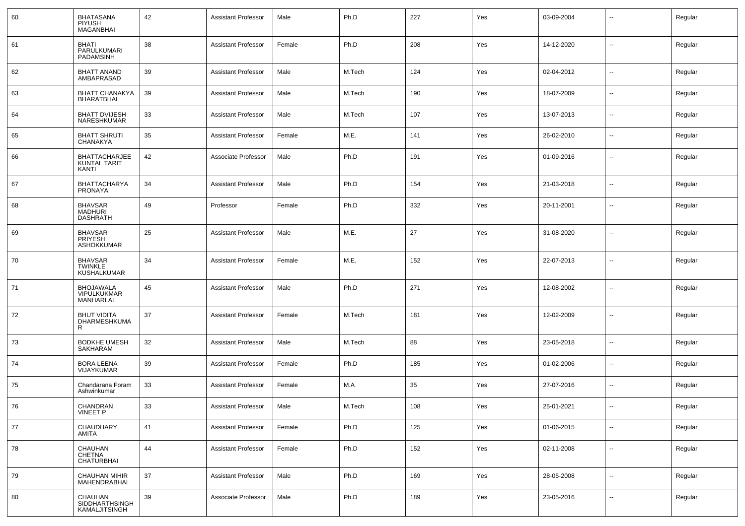| 60 | BHATASANA PIYUSH MAGANBHAI | 42 | Assistant Professor | Male | Ph.D | 227 | Yes | 03-09-2004 | -- | Regular |
|---|---|---|---|---|---|---|---|---|---|---|
| 61 | BHATI PARULKUMARI PADAMSINH | 38 | Assistant Professor | Female | Ph.D | 208 | Yes | 14-12-2020 | -- | Regular |
| 62 | BHATT ANAND AMBAPRASAD | 39 | Assistant Professor | Male | M.Tech | 124 | Yes | 02-04-2012 | -- | Regular |
| 63 | BHATT CHANAKYA BHARATBHAI | 39 | Assistant Professor | Male | M.Tech | 190 | Yes | 18-07-2009 | -- | Regular |
| 64 | BHATT DVIJESH NARESHKUMAR | 33 | Assistant Professor | Male | M.Tech | 107 | Yes | 13-07-2013 | -- | Regular |
| 65 | BHATT SHRUTI CHANAKYA | 35 | Assistant Professor | Female | M.E. | 141 | Yes | 26-02-2010 | -- | Regular |
| 66 | BHATTACHARJEE KUNTAL TARIT KANTI | 42 | Associate Professor | Male | Ph.D | 191 | Yes | 01-09-2016 | -- | Regular |
| 67 | BHATTACHARYA PRONAYA | 34 | Assistant Professor | Male | Ph.D | 154 | Yes | 21-03-2018 | -- | Regular |
| 68 | BHAVSAR MADHURI DASHRATH | 49 | Professor | Female | Ph.D | 332 | Yes | 20-11-2001 | -- | Regular |
| 69 | BHAVSAR PRIYESH ASHOKKUMAR | 25 | Assistant Professor | Male | M.E. | 27 | Yes | 31-08-2020 | -- | Regular |
| 70 | BHAVSAR TWINKLE KUSHALKUMAR | 34 | Assistant Professor | Female | M.E. | 152 | Yes | 22-07-2013 | -- | Regular |
| 71 | BHOJAWALA VIPULKUKMAR MANHARLAL | 45 | Assistant Professor | Male | Ph.D | 271 | Yes | 12-08-2002 | -- | Regular |
| 72 | BHUT VIDITA DHARMESHKUMAR | 37 | Assistant Professor | Female | M.Tech | 181 | Yes | 12-02-2009 | -- | Regular |
| 73 | BODKHE UMESH SAKHARAM | 32 | Assistant Professor | Male | M.Tech | 88 | Yes | 23-05-2018 | -- | Regular |
| 74 | BORA LEENA VIJAYKUMAR | 39 | Assistant Professor | Female | Ph.D | 185 | Yes | 01-02-2006 | -- | Regular |
| 75 | Chandarana Foram Ashwinkumar | 33 | Assistant Professor | Female | M.A | 35 | Yes | 27-07-2016 | -- | Regular |
| 76 | CHANDRAN VINEET P | 33 | Assistant Professor | Male | M.Tech | 108 | Yes | 25-01-2021 | -- | Regular |
| 77 | CHAUDHARY AMITA | 41 | Assistant Professor | Female | Ph.D | 125 | Yes | 01-06-2015 | -- | Regular |
| 78 | CHAUHAN CHETNA CHATURBHAI | 44 | Assistant Professor | Female | Ph.D | 152 | Yes | 02-11-2008 | -- | Regular |
| 79 | CHAUHAN MIHIR MAHENDRABHAI | 37 | Assistant Professor | Male | Ph.D | 169 | Yes | 28-05-2008 | -- | Regular |
| 80 | CHAUHAN SIDDHARTHSINGH KAMALJITSINGH | 39 | Associate Professor | Male | Ph.D | 189 | Yes | 23-05-2016 | -- | Regular |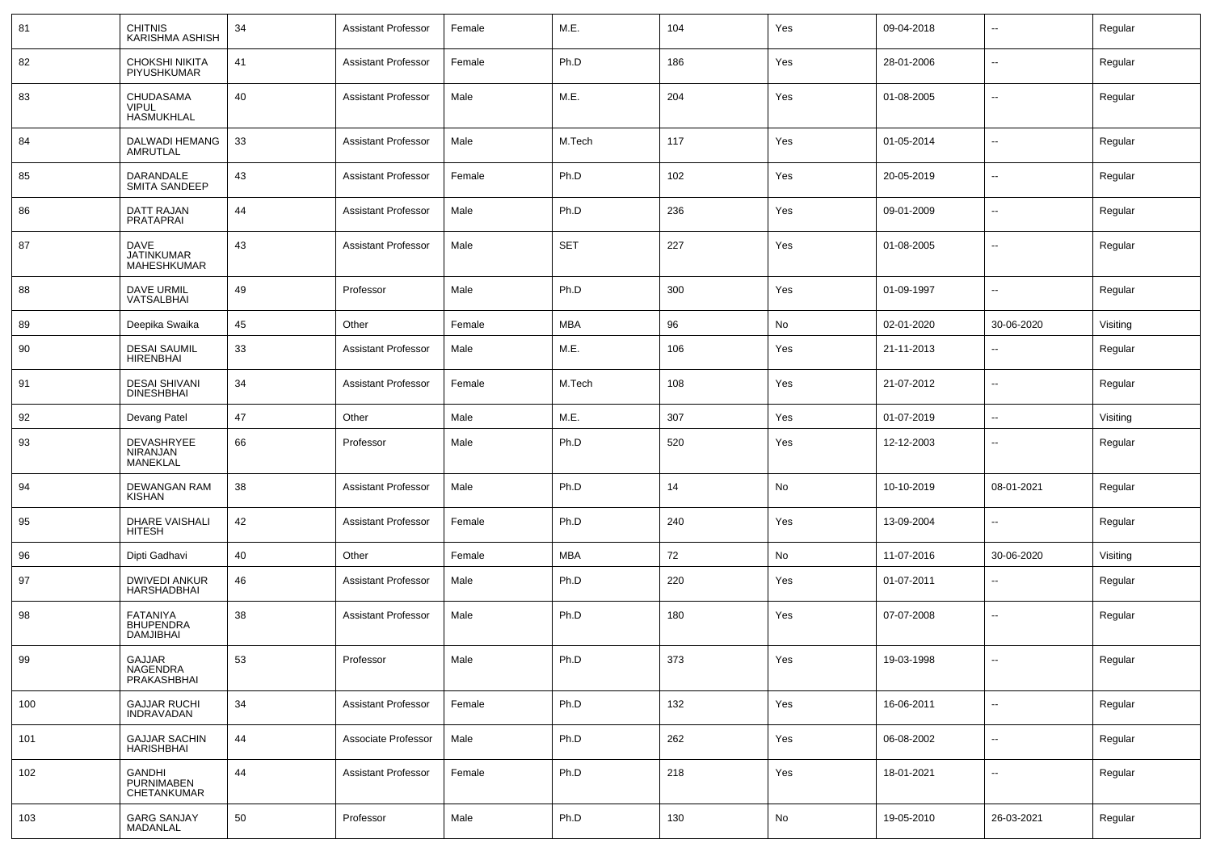| 81 | CHITNIS KARISHMA ASHISH | 34 | Assistant Professor | Female | M.E. | 104 | Yes | 09-04-2018 | -- | Regular |
|---|---|---|---|---|---|---|---|---|---|---|
| 82 | CHOKSHI NIKITA PIYUSHKUMAR | 41 | Assistant Professor | Female | Ph.D | 186 | Yes | 28-01-2006 | -- | Regular |
| 83 | CHUDASAMA VIPUL HASMUKHLAL | 40 | Assistant Professor | Male | M.E. | 204 | Yes | 01-08-2005 | -- | Regular |
| 84 | DALWADI HEMANG AMRUTLAL | 33 | Assistant Professor | Male | M.Tech | 117 | Yes | 01-05-2014 | -- | Regular |
| 85 | DARANDALE SMITA SANDEEP | 43 | Assistant Professor | Female | Ph.D | 102 | Yes | 20-05-2019 | -- | Regular |
| 86 | DATT RAJAN PRATAPRAI | 44 | Assistant Professor | Male | Ph.D | 236 | Yes | 09-01-2009 | -- | Regular |
| 87 | DAVE JATINKUMAR MAHESHKUMAR | 43 | Assistant Professor | Male | SET | 227 | Yes | 01-08-2005 | -- | Regular |
| 88 | DAVE URMIL VATSALBHAI | 49 | Professor | Male | Ph.D | 300 | Yes | 01-09-1997 | -- | Regular |
| 89 | Deepika Swaika | 45 | Other | Female | MBA | 96 | No | 02-01-2020 | 30-06-2020 | Visiting |
| 90 | DESAI SAUMIL HIRENBHAI | 33 | Assistant Professor | Male | M.E. | 106 | Yes | 21-11-2013 | -- | Regular |
| 91 | DESAI SHIVANI DINESHBHAI | 34 | Assistant Professor | Female | M.Tech | 108 | Yes | 21-07-2012 | -- | Regular |
| 92 | Devang Patel | 47 | Other | Male | M.E. | 307 | Yes | 01-07-2019 | -- | Visiting |
| 93 | DEVASHRYEE NIRANJAN MANEKLAL | 66 | Professor | Male | Ph.D | 520 | Yes | 12-12-2003 | -- | Regular |
| 94 | DEWANGAN RAM KISHAN | 38 | Assistant Professor | Male | Ph.D | 14 | No | 10-10-2019 | 08-01-2021 | Regular |
| 95 | DHARE VAISHALI HITESH | 42 | Assistant Professor | Female | Ph.D | 240 | Yes | 13-09-2004 | -- | Regular |
| 96 | Dipti Gadhavi | 40 | Other | Female | MBA | 72 | No | 11-07-2016 | 30-06-2020 | Visiting |
| 97 | DWIVEDI ANKUR HARSHADBHAI | 46 | Assistant Professor | Male | Ph.D | 220 | Yes | 01-07-2011 | -- | Regular |
| 98 | FATANIYA BHUPENDRA DAMJIBHAI | 38 | Assistant Professor | Male | Ph.D | 180 | Yes | 07-07-2008 | -- | Regular |
| 99 | GAJJAR NAGENDRA PRAKASHBHAI | 53 | Professor | Male | Ph.D | 373 | Yes | 19-03-1998 | -- | Regular |
| 100 | GAJJAR RUCHI INDRAVADAN | 34 | Assistant Professor | Female | Ph.D | 132 | Yes | 16-06-2011 | -- | Regular |
| 101 | GAJJAR SACHIN HARISHBHAI | 44 | Associate Professor | Male | Ph.D | 262 | Yes | 06-08-2002 | -- | Regular |
| 102 | GANDHI PURNIMABEN CHETANKUMAR | 44 | Assistant Professor | Female | Ph.D | 218 | Yes | 18-01-2021 | -- | Regular |
| 103 | GARG SANJAY MADANLAL | 50 | Professor | Male | Ph.D | 130 | No | 19-05-2010 | 26-03-2021 | Regular |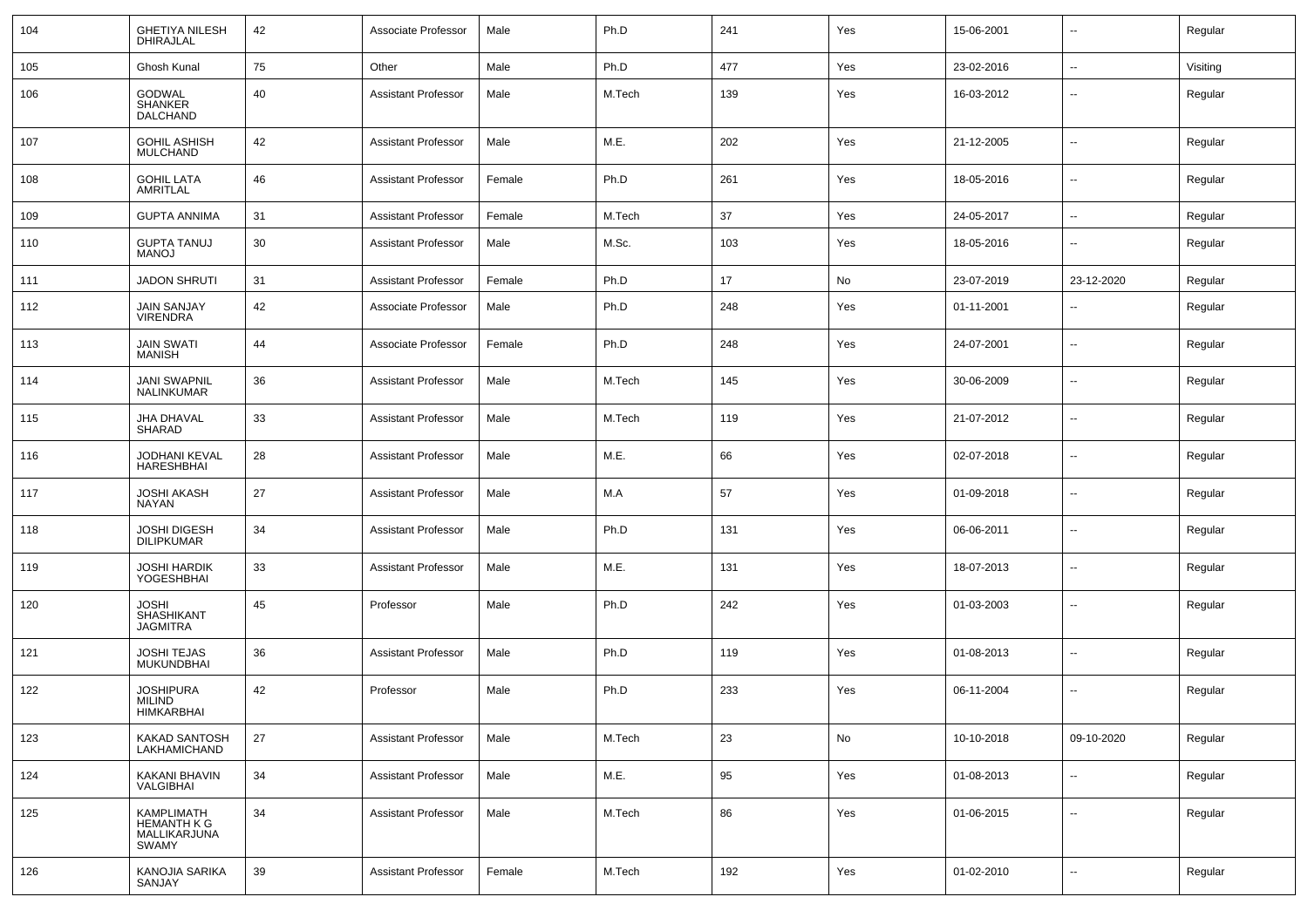| 104 | GHETIYA NILESH DHIRAJLAL | 42 | Associate Professor | Male | Ph.D | 241 | Yes | 15-06-2001 | -- | Regular |
|---|---|---|---|---|---|---|---|---|---|---|
| 105 | Ghosh Kunal | 75 | Other | Male | Ph.D | 477 | Yes | 23-02-2016 | -- | Visiting |
| 106 | GODWAL SHANKER DALCHAND | 40 | Assistant Professor | Male | M.Tech | 139 | Yes | 16-03-2012 | -- | Regular |
| 107 | GOHIL ASHISH MULCHAND | 42 | Assistant Professor | Male | M.E. | 202 | Yes | 21-12-2005 | -- | Regular |
| 108 | GOHIL LATA AMRITLAL | 46 | Assistant Professor | Female | Ph.D | 261 | Yes | 18-05-2016 | -- | Regular |
| 109 | GUPTA ANNIMA | 31 | Assistant Professor | Female | M.Tech | 37 | Yes | 24-05-2017 | -- | Regular |
| 110 | GUPTA TANUJ MANOJ | 30 | Assistant Professor | Male | M.Sc. | 103 | Yes | 18-05-2016 | -- | Regular |
| 111 | JADON SHRUTI | 31 | Assistant Professor | Female | Ph.D | 17 | No | 23-07-2019 | 23-12-2020 | Regular |
| 112 | JAIN SANJAY VIRENDRA | 42 | Associate Professor | Male | Ph.D | 248 | Yes | 01-11-2001 | -- | Regular |
| 113 | JAIN SWATI MANISH | 44 | Associate Professor | Female | Ph.D | 248 | Yes | 24-07-2001 | -- | Regular |
| 114 | JANI SWAPNIL NALINKUMAR | 36 | Assistant Professor | Male | M.Tech | 145 | Yes | 30-06-2009 | -- | Regular |
| 115 | JHA DHAVAL SHARAD | 33 | Assistant Professor | Male | M.Tech | 119 | Yes | 21-07-2012 | -- | Regular |
| 116 | JODHANI KEVAL HARESHBHAI | 28 | Assistant Professor | Male | M.E. | 66 | Yes | 02-07-2018 | -- | Regular |
| 117 | JOSHI AKASH NAYAN | 27 | Assistant Professor | Male | M.A | 57 | Yes | 01-09-2018 | -- | Regular |
| 118 | JOSHI DIGESH DILIPKUMAR | 34 | Assistant Professor | Male | Ph.D | 131 | Yes | 06-06-2011 | -- | Regular |
| 119 | JOSHI HARDIK YOGESHBHAI | 33 | Assistant Professor | Male | M.E. | 131 | Yes | 18-07-2013 | -- | Regular |
| 120 | JOSHI SHASHIKANT JAGMITRA | 45 | Professor | Male | Ph.D | 242 | Yes | 01-03-2003 | -- | Regular |
| 121 | JOSHI TEJAS MUKUNDBHAI | 36 | Assistant Professor | Male | Ph.D | 119 | Yes | 01-08-2013 | -- | Regular |
| 122 | JOSHIPURA MILIND HIMKARBHAI | 42 | Professor | Male | Ph.D | 233 | Yes | 06-11-2004 | -- | Regular |
| 123 | KAKAD SANTOSH LAKHAMICHAND | 27 | Assistant Professor | Male | M.Tech | 23 | No | 10-10-2018 | 09-10-2020 | Regular |
| 124 | KAKANI BHAVIN VALGIBHAI | 34 | Assistant Professor | Male | M.E. | 95 | Yes | 01-08-2013 | -- | Regular |
| 125 | KAMPLIMATH HEMANTH K G MALLIKARJUNA SWAMY | 34 | Assistant Professor | Male | M.Tech | 86 | Yes | 01-06-2015 | -- | Regular |
| 126 | KANOJIA SARIKA SANJAY | 39 | Assistant Professor | Female | M.Tech | 192 | Yes | 01-02-2010 | -- | Regular |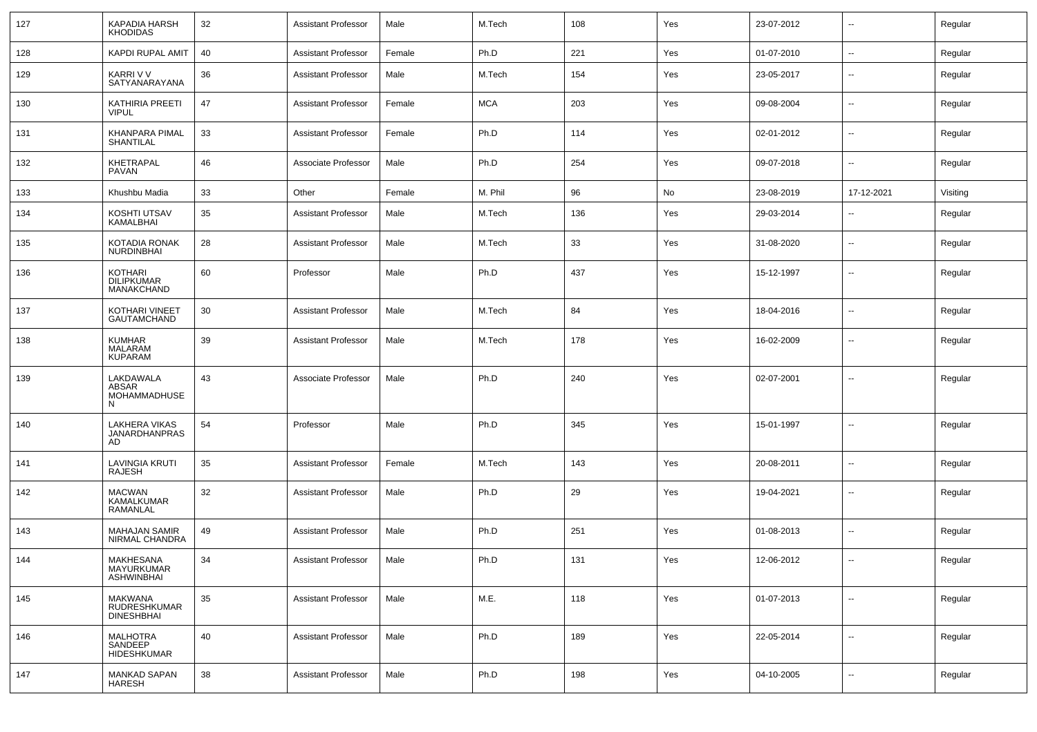| 127 | KAPADIA HARSH KHODIDAS | 32 | Assistant Professor | Male | M.Tech | 108 | Yes | 23-07-2012 | -- | Regular |
|---|---|---|---|---|---|---|---|---|---|---|
| 128 | KAPDI RUPAL AMIT | 40 | Assistant Professor | Female | Ph.D | 221 | Yes | 01-07-2010 | -- | Regular |
| 129 | KARRI V V SATYANARAYANA | 36 | Assistant Professor | Male | M.Tech | 154 | Yes | 23-05-2017 | -- | Regular |
| 130 | KATHIRIA PREETI VIPUL | 47 | Assistant Professor | Female | MCA | 203 | Yes | 09-08-2004 | -- | Regular |
| 131 | KHANPARA PIMAL SHANTILAL | 33 | Assistant Professor | Female | Ph.D | 114 | Yes | 02-01-2012 | -- | Regular |
| 132 | KHETRAPAL PAVAN | 46 | Associate Professor | Male | Ph.D | 254 | Yes | 09-07-2018 | -- | Regular |
| 133 | Khushbu Madia | 33 | Other | Female | M. Phil | 96 | No | 23-08-2019 | 17-12-2021 | Visiting |
| 134 | KOSHTI UTSAV KAMALBHAI | 35 | Assistant Professor | Male | M.Tech | 136 | Yes | 29-03-2014 | -- | Regular |
| 135 | KOTADIA RONAK NURDINBHAI | 28 | Assistant Professor | Male | M.Tech | 33 | Yes | 31-08-2020 | -- | Regular |
| 136 | KOTHARI DILIPKUMAR MANAKCHAND | 60 | Professor | Male | Ph.D | 437 | Yes | 15-12-1997 | -- | Regular |
| 137 | KOTHARI VINEET GAUTAMCHAND | 30 | Assistant Professor | Male | M.Tech | 84 | Yes | 18-04-2016 | -- | Regular |
| 138 | KUMHAR MALARAM KUPARAM | 39 | Assistant Professor | Male | M.Tech | 178 | Yes | 16-02-2009 | -- | Regular |
| 139 | LAKDAWALA ABSAR MOHAMMADHUSEN | 43 | Associate Professor | Male | Ph.D | 240 | Yes | 02-07-2001 | -- | Regular |
| 140 | LAKHERA VIKAS JANARDHANPRASAD | 54 | Professor | Male | Ph.D | 345 | Yes | 15-01-1997 | -- | Regular |
| 141 | LAVINGIA KRUTI RAJESH | 35 | Assistant Professor | Female | M.Tech | 143 | Yes | 20-08-2011 | -- | Regular |
| 142 | MACWAN KAMALKUMAR RAMANLAL | 32 | Assistant Professor | Male | Ph.D | 29 | Yes | 19-04-2021 | -- | Regular |
| 143 | MAHAJAN SAMIR NIRMAL CHANDRA | 49 | Assistant Professor | Male | Ph.D | 251 | Yes | 01-08-2013 | -- | Regular |
| 144 | MAKHESANA MAYURKUMAR ASHWINBHAI | 34 | Assistant Professor | Male | Ph.D | 131 | Yes | 12-06-2012 | -- | Regular |
| 145 | MAKWANA RUDRESHKUMAR DINESHBHAI | 35 | Assistant Professor | Male | M.E. | 118 | Yes | 01-07-2013 | -- | Regular |
| 146 | MALHOTRA SANDEEP HIDESHKUMAR | 40 | Assistant Professor | Male | Ph.D | 189 | Yes | 22-05-2014 | -- | Regular |
| 147 | MANKAD SAPAN HARESH | 38 | Assistant Professor | Male | Ph.D | 198 | Yes | 04-10-2005 | -- | Regular |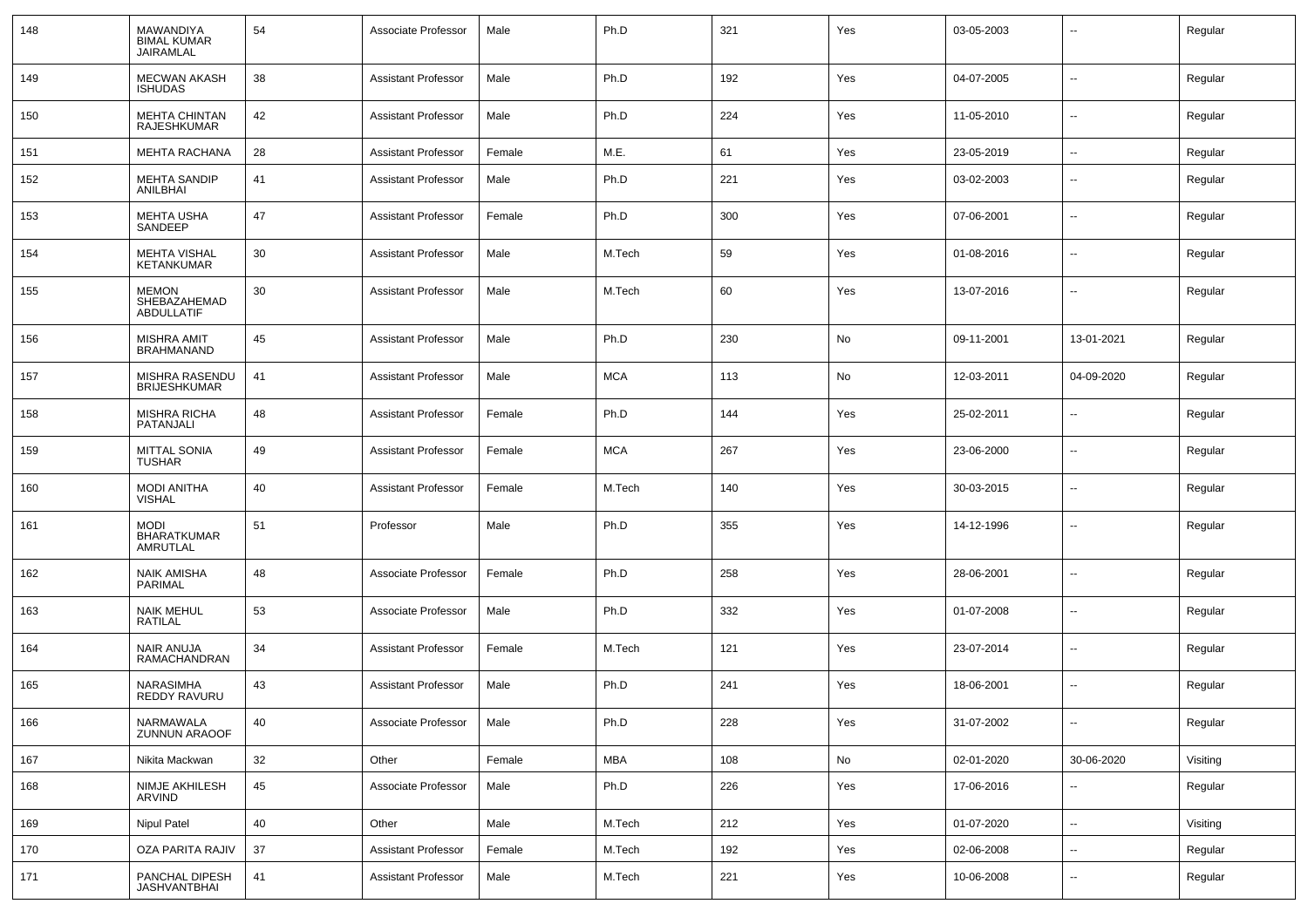| 148 | MAWANDIYA BIMAL KUMAR JAIRAMLAL | 54 | Associate Professor | Male | Ph.D | 321 | Yes | 03-05-2003 | -- | Regular |
|---|---|---|---|---|---|---|---|---|---|---|
| 149 | MECWAN AKASH ISHUDAS | 38 | Assistant Professor | Male | Ph.D | 192 | Yes | 04-07-2005 | -- | Regular |
| 150 | MEHTA CHINTAN RAJESHKUMAR | 42 | Assistant Professor | Male | Ph.D | 224 | Yes | 11-05-2010 | -- | Regular |
| 151 | MEHTA RACHANA | 28 | Assistant Professor | Female | M.E. | 61 | Yes | 23-05-2019 | -- | Regular |
| 152 | MEHTA SANDIP ANILBHAI | 41 | Assistant Professor | Male | Ph.D | 221 | Yes | 03-02-2003 | -- | Regular |
| 153 | MEHTA USHA SANDEEP | 47 | Assistant Professor | Female | Ph.D | 300 | Yes | 07-06-2001 | -- | Regular |
| 154 | MEHTA VISHAL KETANKUMAR | 30 | Assistant Professor | Male | M.Tech | 59 | Yes | 01-08-2016 | -- | Regular |
| 155 | MEMON SHEBAZAHEMAD ABDULLATIF | 30 | Assistant Professor | Male | M.Tech | 60 | Yes | 13-07-2016 | -- | Regular |
| 156 | MISHRA AMIT BRAHMANAND | 45 | Assistant Professor | Male | Ph.D | 230 | No | 09-11-2001 | 13-01-2021 | Regular |
| 157 | MISHRA RASENDU BRIJESHKUMAR | 41 | Assistant Professor | Male | MCA | 113 | No | 12-03-2011 | 04-09-2020 | Regular |
| 158 | MISHRA RICHA PATANJALI | 48 | Assistant Professor | Female | Ph.D | 144 | Yes | 25-02-2011 | -- | Regular |
| 159 | MITTAL SONIA TUSHAR | 49 | Assistant Professor | Female | MCA | 267 | Yes | 23-06-2000 | -- | Regular |
| 160 | MODI ANITHA VISHAL | 40 | Assistant Professor | Female | M.Tech | 140 | Yes | 30-03-2015 | -- | Regular |
| 161 | MODI BHARATKUMAR AMRUTLAL | 51 | Professor | Male | Ph.D | 355 | Yes | 14-12-1996 | -- | Regular |
| 162 | NAIK AMISHA PARIMAL | 48 | Associate Professor | Female | Ph.D | 258 | Yes | 28-06-2001 | -- | Regular |
| 163 | NAIK MEHUL RATILAL | 53 | Associate Professor | Male | Ph.D | 332 | Yes | 01-07-2008 | -- | Regular |
| 164 | NAIR ANUJA RAMACHANDRAN | 34 | Assistant Professor | Female | M.Tech | 121 | Yes | 23-07-2014 | -- | Regular |
| 165 | NARASIMHA REDDY RAVURU | 43 | Assistant Professor | Male | Ph.D | 241 | Yes | 18-06-2001 | -- | Regular |
| 166 | NARMAWALA ZUNNUN ARAOOF | 40 | Associate Professor | Male | Ph.D | 228 | Yes | 31-07-2002 | -- | Regular |
| 167 | Nikita Mackwan | 32 | Other | Female | MBA | 108 | No | 02-01-2020 | 30-06-2020 | Visiting |
| 168 | NIMJE AKHILESH ARVIND | 45 | Associate Professor | Male | Ph.D | 226 | Yes | 17-06-2016 | -- | Regular |
| 169 | Nipul Patel | 40 | Other | Male | M.Tech | 212 | Yes | 01-07-2020 | -- | Visiting |
| 170 | OZA PARITA RAJIV | 37 | Assistant Professor | Female | M.Tech | 192 | Yes | 02-06-2008 | -- | Regular |
| 171 | PANCHAL DIPESH JASHVANTBHAI | 41 | Assistant Professor | Male | M.Tech | 221 | Yes | 10-06-2008 | -- | Regular |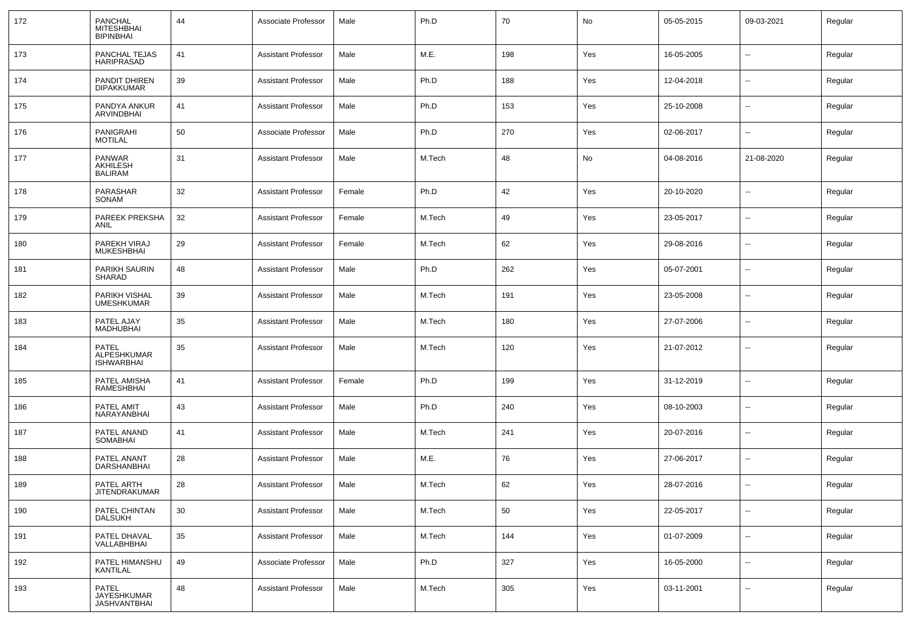| 172 | PANCHAL MITESHBHAI BIPINBHAI | 44 | Associate Professor | Male | Ph.D | 70 | No | 05-05-2015 | 09-03-2021 | Regular |
|---|---|---|---|---|---|---|---|---|---|---|
| 173 | PANCHAL TEJAS HARIPRASAD | 41 | Assistant Professor | Male | M.E. | 198 | Yes | 16-05-2005 | -- | Regular |
| 174 | PANDIT DHIREN DIPAKKUMAR | 39 | Assistant Professor | Male | Ph.D | 188 | Yes | 12-04-2018 | -- | Regular |
| 175 | PANDYA ANKUR ARVINDBHAI | 41 | Assistant Professor | Male | Ph.D | 153 | Yes | 25-10-2008 | -- | Regular |
| 176 | PANIGRAHI MOTILAL | 50 | Associate Professor | Male | Ph.D | 270 | Yes | 02-06-2017 | -- | Regular |
| 177 | PANWAR AKHILESH BALIRAM | 31 | Assistant Professor | Male | M.Tech | 48 | No | 04-08-2016 | 21-08-2020 | Regular |
| 178 | PARASHAR SONAM | 32 | Assistant Professor | Female | Ph.D | 42 | Yes | 20-10-2020 | -- | Regular |
| 179 | PAREEK PREKSHA ANIL | 32 | Assistant Professor | Female | M.Tech | 49 | Yes | 23-05-2017 | -- | Regular |
| 180 | PAREKH VIRAJ MUKESHBHAI | 29 | Assistant Professor | Female | M.Tech | 62 | Yes | 29-08-2016 | -- | Regular |
| 181 | PARIKH SAURIN SHARAD | 48 | Assistant Professor | Male | Ph.D | 262 | Yes | 05-07-2001 | -- | Regular |
| 182 | PARIKH VISHAL UMESHKUMAR | 39 | Assistant Professor | Male | M.Tech | 191 | Yes | 23-05-2008 | -- | Regular |
| 183 | PATEL AJAY MADHUBHAI | 35 | Assistant Professor | Male | M.Tech | 180 | Yes | 27-07-2006 | -- | Regular |
| 184 | PATEL ALPESHKUMAR ISHWARBHAI | 35 | Assistant Professor | Male | M.Tech | 120 | Yes | 21-07-2012 | -- | Regular |
| 185 | PATEL AMISHA RAMESHBHAI | 41 | Assistant Professor | Female | Ph.D | 199 | Yes | 31-12-2019 | -- | Regular |
| 186 | PATEL AMIT NARAYANBHAI | 43 | Assistant Professor | Male | Ph.D | 240 | Yes | 08-10-2003 | -- | Regular |
| 187 | PATEL ANAND SOMABHAI | 41 | Assistant Professor | Male | M.Tech | 241 | Yes | 20-07-2016 | -- | Regular |
| 188 | PATEL ANANT DARSHANBHAI | 28 | Assistant Professor | Male | M.E. | 76 | Yes | 27-06-2017 | -- | Regular |
| 189 | PATEL ARTH JITENDRAKUMAR | 28 | Assistant Professor | Male | M.Tech | 62 | Yes | 28-07-2016 | -- | Regular |
| 190 | PATEL CHINTAN DALSUKH | 30 | Assistant Professor | Male | M.Tech | 50 | Yes | 22-05-2017 | -- | Regular |
| 191 | PATEL DHAVAL VALLABHBHAI | 35 | Assistant Professor | Male | M.Tech | 144 | Yes | 01-07-2009 | -- | Regular |
| 192 | PATEL HIMANSHU KANTILAL | 49 | Associate Professor | Male | Ph.D | 327 | Yes | 16-05-2000 | -- | Regular |
| 193 | PATEL JAYESHKUMAR JASHVANTBHAI | 48 | Assistant Professor | Male | M.Tech | 305 | Yes | 03-11-2001 | -- | Regular |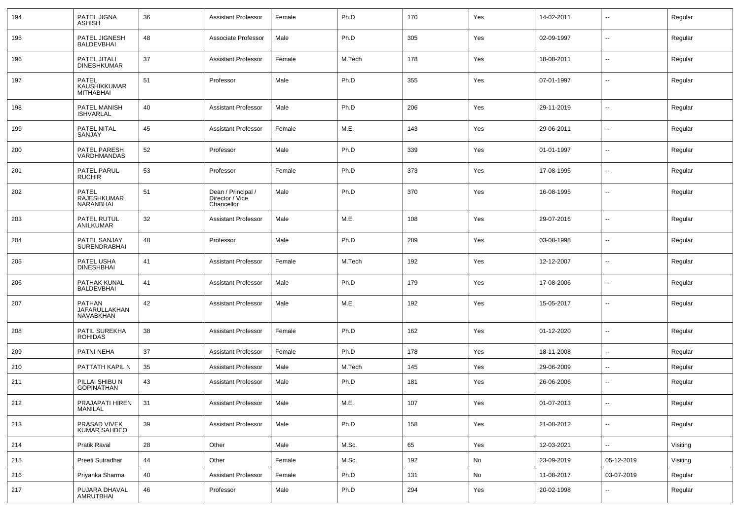| 194 | PATEL JIGNA ASHISH | 36 | Assistant Professor | Female | Ph.D | 170 | Yes | 14-02-2011 | -- | Regular |
|---|---|---|---|---|---|---|---|---|---|---|
| 195 | PATEL JIGNESH BALDEVBHAI | 48 | Associate Professor | Male | Ph.D | 305 | Yes | 02-09-1997 | -- | Regular |
| 196 | PATEL JITALI DINESHKUMAR | 37 | Assistant Professor | Female | M.Tech | 178 | Yes | 18-08-2011 | -- | Regular |
| 197 | PATEL KAUSHIKKUMAR MITHABHAI | 51 | Professor | Male | Ph.D | 355 | Yes | 07-01-1997 | -- | Regular |
| 198 | PATEL MANISH ISHVARLAL | 40 | Assistant Professor | Male | Ph.D | 206 | Yes | 29-11-2019 | -- | Regular |
| 199 | PATEL NITAL SANJAY | 45 | Assistant Professor | Female | M.E. | 143 | Yes | 29-06-2011 | -- | Regular |
| 200 | PATEL PARESH VARDHMANDAS | 52 | Professor | Male | Ph.D | 339 | Yes | 01-01-1997 | -- | Regular |
| 201 | PATEL PARUL RUCHIR | 53 | Professor | Female | Ph.D | 373 | Yes | 17-08-1995 | -- | Regular |
| 202 | PATEL RAJESHKUMAR NARANBHAI | 51 | Dean / Principal / Director / Vice Chancellor | Male | Ph.D | 370 | Yes | 16-08-1995 | -- | Regular |
| 203 | PATEL RUTUL ANILKUMAR | 32 | Assistant Professor | Male | M.E. | 108 | Yes | 29-07-2016 | -- | Regular |
| 204 | PATEL SANJAY SURENDRABHAI | 48 | Professor | Male | Ph.D | 289 | Yes | 03-08-1998 | -- | Regular |
| 205 | PATEL USHA DINESHBHAI | 41 | Assistant Professor | Female | M.Tech | 192 | Yes | 12-12-2007 | -- | Regular |
| 206 | PATHAK KUNAL BALDEVBHAI | 41 | Assistant Professor | Male | Ph.D | 179 | Yes | 17-08-2006 | -- | Regular |
| 207 | PATHAN JAFARULLAKHAN NAVABKHAN | 42 | Assistant Professor | Male | M.E. | 192 | Yes | 15-05-2017 | -- | Regular |
| 208 | PATIL SUREKHA ROHIDAS | 38 | Assistant Professor | Female | Ph.D | 162 | Yes | 01-12-2020 | -- | Regular |
| 209 | PATNI NEHA | 37 | Assistant Professor | Female | Ph.D | 178 | Yes | 18-11-2008 | -- | Regular |
| 210 | PATTATH KAPIL N | 35 | Assistant Professor | Male | M.Tech | 145 | Yes | 29-06-2009 | -- | Regular |
| 211 | PILLAI SHIBU N GOPINATHAN | 43 | Assistant Professor | Male | Ph.D | 181 | Yes | 26-06-2006 | -- | Regular |
| 212 | PRAJAPATI HIREN MANILAL | 31 | Assistant Professor | Male | M.E. | 107 | Yes | 01-07-2013 | -- | Regular |
| 213 | PRASAD VIVEK KUMAR SAHDEO | 39 | Assistant Professor | Male | Ph.D | 158 | Yes | 21-08-2012 | -- | Regular |
| 214 | Pratik Raval | 28 | Other | Male | M.Sc. | 65 | Yes | 12-03-2021 | -- | Visiting |
| 215 | Preeti Sutradhar | 44 | Other | Female | M.Sc. | 192 | No | 23-09-2019 | 05-12-2019 | Visiting |
| 216 | Priyanka Sharma | 40 | Assistant Professor | Female | Ph.D | 131 | No | 11-08-2017 | 03-07-2019 | Regular |
| 217 | PUJARA DHAVAL AMRUTBHAI | 46 | Professor | Male | Ph.D | 294 | Yes | 20-02-1998 | -- | Regular |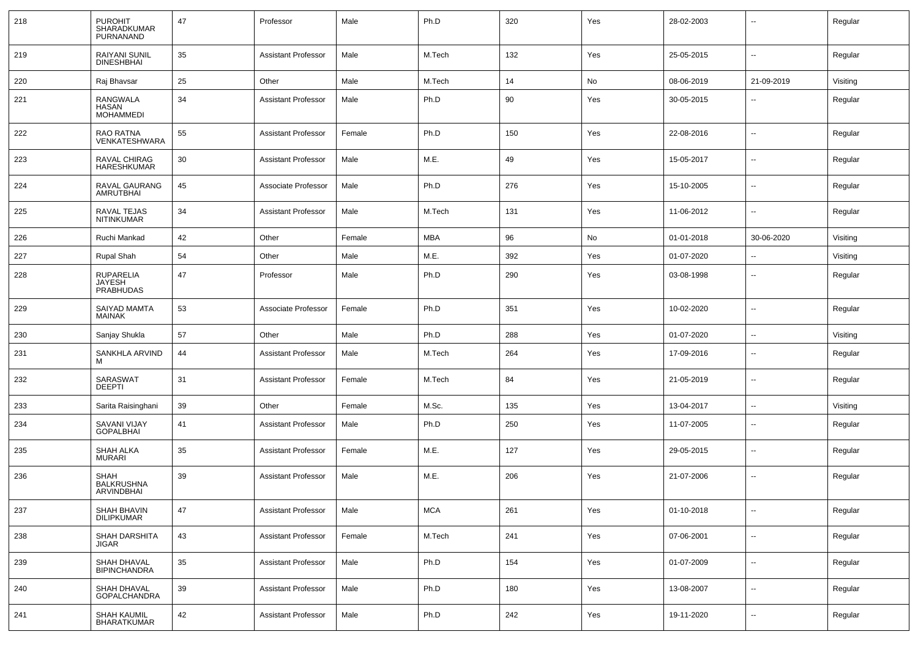| 218 | PUROHIT SHARADKUMAR PURNANAND | 47 | Professor | Male | Ph.D | 320 | Yes | 28-02-2003 | -- | Regular |
|---|---|---|---|---|---|---|---|---|---|---|
| 219 | RAIYANI SUNIL DINESHBHAI | 35 | Assistant Professor | Male | M.Tech | 132 | Yes | 25-05-2015 | -- | Regular |
| 220 | Raj Bhavsar | 25 | Other | Male | M.Tech | 14 | No | 08-06-2019 | 21-09-2019 | Visiting |
| 221 | RANGWALA HASAN MOHAMMEDI | 34 | Assistant Professor | Male | Ph.D | 90 | Yes | 30-05-2015 | -- | Regular |
| 222 | RAO RATNA VENKATESHWARA | 55 | Assistant Professor | Female | Ph.D | 150 | Yes | 22-08-2016 | -- | Regular |
| 223 | RAVAL CHIRAG HARESHKUMAR | 30 | Assistant Professor | Male | M.E. | 49 | Yes | 15-05-2017 | -- | Regular |
| 224 | RAVAL GAURANG AMRUTBHAI | 45 | Associate Professor | Male | Ph.D | 276 | Yes | 15-10-2005 | -- | Regular |
| 225 | RAVAL TEJAS NITINKUMAR | 34 | Assistant Professor | Male | M.Tech | 131 | Yes | 11-06-2012 | -- | Regular |
| 226 | Ruchi Mankad | 42 | Other | Female | MBA | 96 | No | 01-01-2018 | 30-06-2020 | Visiting |
| 227 | Rupal Shah | 54 | Other | Male | M.E. | 392 | Yes | 01-07-2020 | -- | Visiting |
| 228 | RUPARELIA JAYESH PRABHUDAS | 47 | Professor | Male | Ph.D | 290 | Yes | 03-08-1998 | -- | Regular |
| 229 | SAIYAD MAMTA MAINAK | 53 | Associate Professor | Female | Ph.D | 351 | Yes | 10-02-2020 | -- | Regular |
| 230 | Sanjay Shukla | 57 | Other | Male | Ph.D | 288 | Yes | 01-07-2020 | -- | Visiting |
| 231 | SANKHLA ARVIND M | 44 | Assistant Professor | Male | M.Tech | 264 | Yes | 17-09-2016 | -- | Regular |
| 232 | SARASWAT DEEPTI | 31 | Assistant Professor | Female | M.Tech | 84 | Yes | 21-05-2019 | -- | Regular |
| 233 | Sarita Raisinghani | 39 | Other | Female | M.Sc. | 135 | Yes | 13-04-2017 | -- | Visiting |
| 234 | SAVANI VIJAY GOPALBHAI | 41 | Assistant Professor | Male | Ph.D | 250 | Yes | 11-07-2005 | -- | Regular |
| 235 | SHAH ALKA MURARI | 35 | Assistant Professor | Female | M.E. | 127 | Yes | 29-05-2015 | -- | Regular |
| 236 | SHAH BALKRUSHNA ARVINDBHAI | 39 | Assistant Professor | Male | M.E. | 206 | Yes | 21-07-2006 | -- | Regular |
| 237 | SHAH BHAVIN DILIPKUMAR | 47 | Assistant Professor | Male | MCA | 261 | Yes | 01-10-2018 | -- | Regular |
| 238 | SHAH DARSHITA JIGAR | 43 | Assistant Professor | Female | M.Tech | 241 | Yes | 07-06-2001 | -- | Regular |
| 239 | SHAH DHAVAL BIPINCHANDRA | 35 | Assistant Professor | Male | Ph.D | 154 | Yes | 01-07-2009 | -- | Regular |
| 240 | SHAH DHAVAL GOPALCHANDRA | 39 | Assistant Professor | Male | Ph.D | 180 | Yes | 13-08-2007 | -- | Regular |
| 241 | SHAH KAUMIL BHARATKUMAR | 42 | Assistant Professor | Male | Ph.D | 242 | Yes | 19-11-2020 | -- | Regular |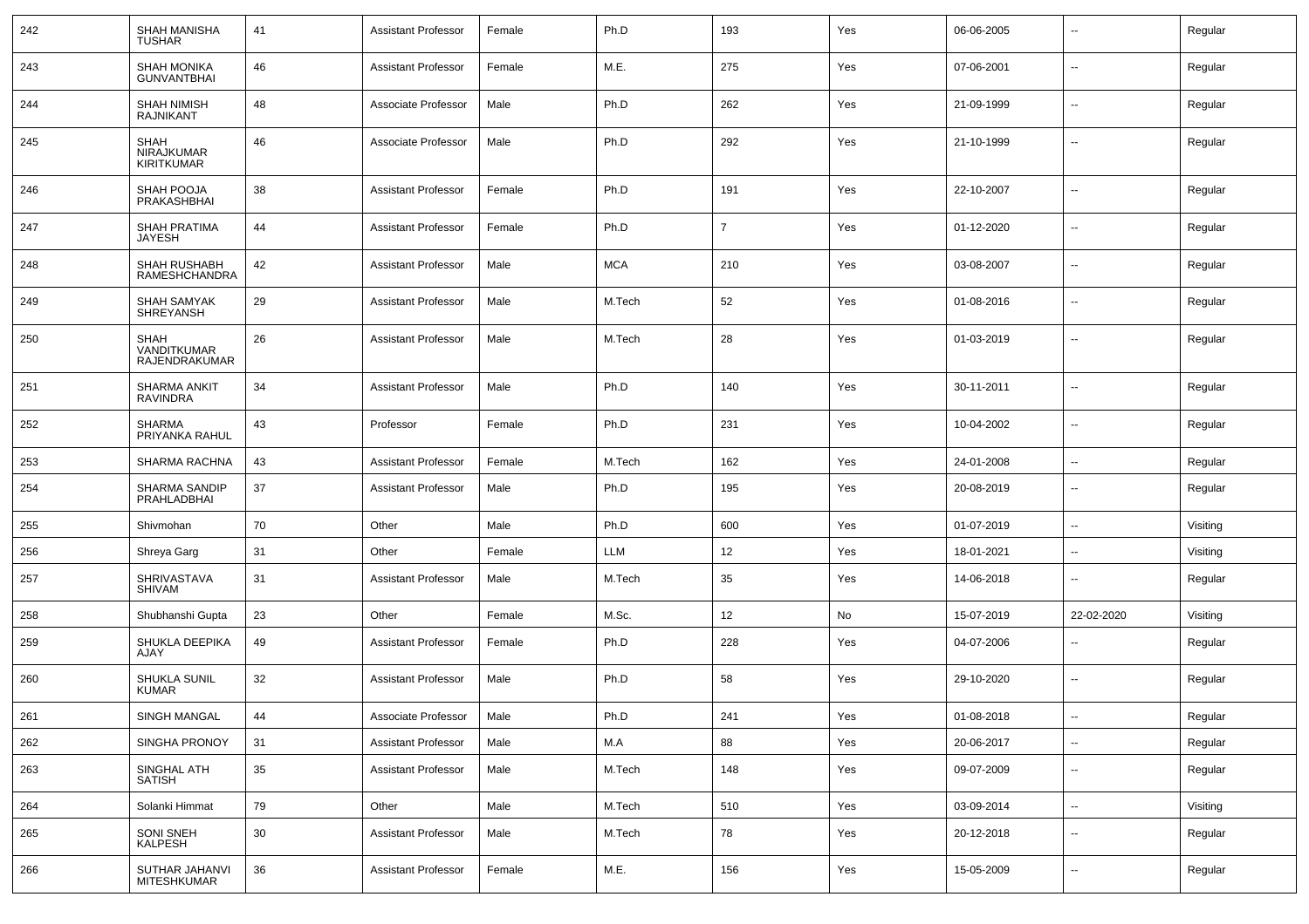| 242 | SHAH MANISHA TUSHAR | 41 | Assistant Professor | Female | Ph.D | 193 | Yes | 06-06-2005 | -- | Regular |
|---|---|---|---|---|---|---|---|---|---|---|
| 243 | SHAH MONIKA GUNVANTBHAI | 46 | Assistant Professor | Female | M.E. | 275 | Yes | 07-06-2001 | -- | Regular |
| 244 | SHAH NIMISH RAJNIKANT | 48 | Associate Professor | Male | Ph.D | 262 | Yes | 21-09-1999 | -- | Regular |
| 245 | SHAH NIRAJKUMAR KIRITKUMAR | 46 | Associate Professor | Male | Ph.D | 292 | Yes | 21-10-1999 | -- | Regular |
| 246 | SHAH POOJA PRAKASHBHAI | 38 | Assistant Professor | Female | Ph.D | 191 | Yes | 22-10-2007 | -- | Regular |
| 247 | SHAH PRATIMA JAYESH | 44 | Assistant Professor | Female | Ph.D | 7 | Yes | 01-12-2020 | -- | Regular |
| 248 | SHAH RUSHABH RAMESHCHANDRA | 42 | Assistant Professor | Male | MCA | 210 | Yes | 03-08-2007 | -- | Regular |
| 249 | SHAH SAMYAK SHREYANSH | 29 | Assistant Professor | Male | M.Tech | 52 | Yes | 01-08-2016 | -- | Regular |
| 250 | SHAH VANDITKUMAR RAJENDRAKUMAR | 26 | Assistant Professor | Male | M.Tech | 28 | Yes | 01-03-2019 | -- | Regular |
| 251 | SHARMA ANKIT RAVINDRA | 34 | Assistant Professor | Male | Ph.D | 140 | Yes | 30-11-2011 | -- | Regular |
| 252 | SHARMA PRIYANKA RAHUL | 43 | Professor | Female | Ph.D | 231 | Yes | 10-04-2002 | -- | Regular |
| 253 | SHARMA RACHNA | 43 | Assistant Professor | Female | M.Tech | 162 | Yes | 24-01-2008 | -- | Regular |
| 254 | SHARMA SANDIP PRAHLADBHAI | 37 | Assistant Professor | Male | Ph.D | 195 | Yes | 20-08-2019 | -- | Regular |
| 255 | Shivmohan | 70 | Other | Male | Ph.D | 600 | Yes | 01-07-2019 | -- | Visiting |
| 256 | Shreya Garg | 31 | Other | Female | LLM | 12 | Yes | 18-01-2021 | -- | Visiting |
| 257 | SHRIVASTAVA SHIVAM | 31 | Assistant Professor | Male | M.Tech | 35 | Yes | 14-06-2018 | -- | Regular |
| 258 | Shubhanshi Gupta | 23 | Other | Female | M.Sc. | 12 | No | 15-07-2019 | 22-02-2020 | Visiting |
| 259 | SHUKLA DEEPIKA AJAY | 49 | Assistant Professor | Female | Ph.D | 228 | Yes | 04-07-2006 | -- | Regular |
| 260 | SHUKLA SUNIL KUMAR | 32 | Assistant Professor | Male | Ph.D | 58 | Yes | 29-10-2020 | -- | Regular |
| 261 | SINGH MANGAL | 44 | Associate Professor | Male | Ph.D | 241 | Yes | 01-08-2018 | -- | Regular |
| 262 | SINGHA PRONOY | 31 | Assistant Professor | Male | M.A | 88 | Yes | 20-06-2017 | -- | Regular |
| 263 | SINGHAL ATH SATISH | 35 | Assistant Professor | Male | M.Tech | 148 | Yes | 09-07-2009 | -- | Regular |
| 264 | Solanki Himmat | 79 | Other | Male | M.Tech | 510 | Yes | 03-09-2014 | -- | Visiting |
| 265 | SONI SNEH KALPESH | 30 | Assistant Professor | Male | M.Tech | 78 | Yes | 20-12-2018 | -- | Regular |
| 266 | SUTHAR JAHANVI MITESHKUMAR | 36 | Assistant Professor | Female | M.E. | 156 | Yes | 15-05-2009 | -- | Regular |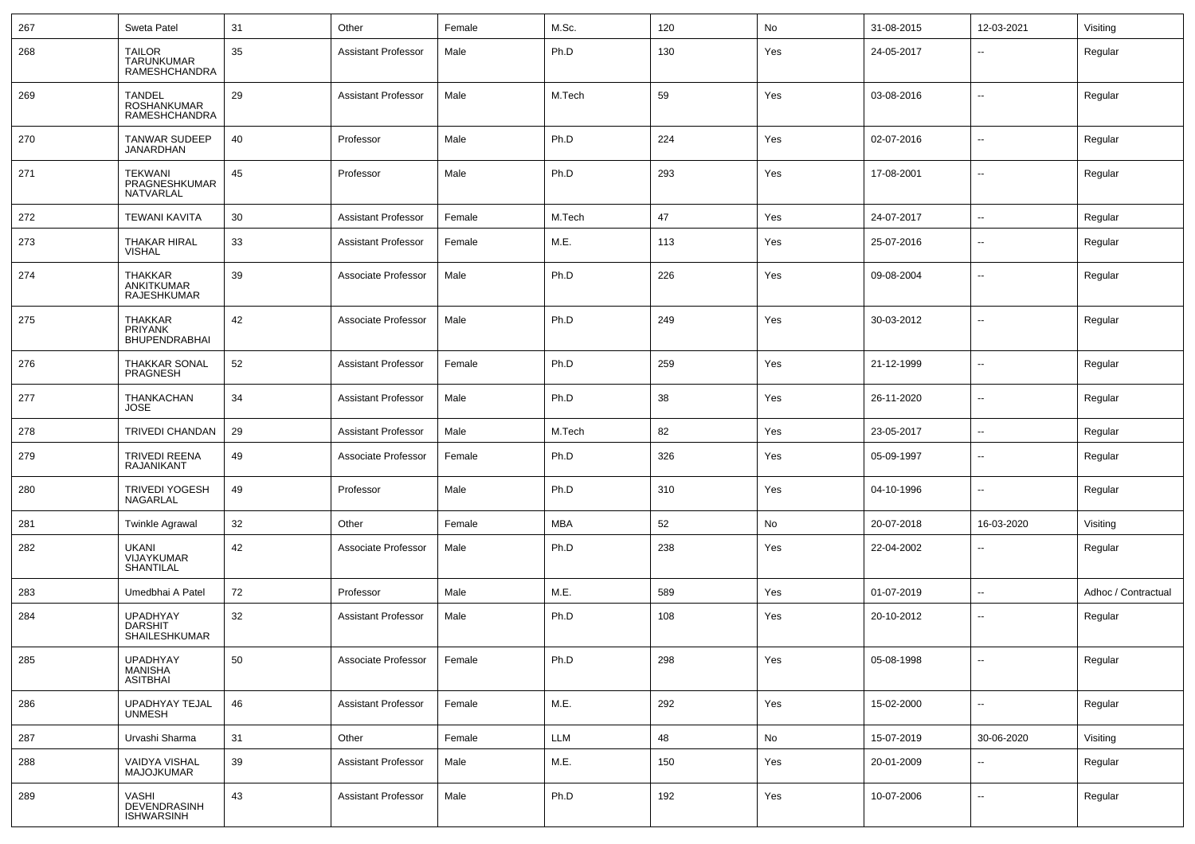| 267 | Sweta Patel | 31 | Other | Female | M.Sc. | 120 | No | 31-08-2015 | 12-03-2021 | Visiting |
|---|---|---|---|---|---|---|---|---|---|---|
| 268 | TAILOR TARUNKUMAR RAMESHCHANDRA | 35 | Assistant Professor | Male | Ph.D | 130 | Yes | 24-05-2017 | -- | Regular |
| 269 | TANDEL ROSHANKUMAR RAMESHCHANDRA | 29 | Assistant Professor | Male | M.Tech | 59 | Yes | 03-08-2016 | -- | Regular |
| 270 | TANWAR SUDEEP JANARDHAN | 40 | Professor | Male | Ph.D | 224 | Yes | 02-07-2016 | -- | Regular |
| 271 | TEKWANI PRAGNESHKUMAR NATVARLAL | 45 | Professor | Male | Ph.D | 293 | Yes | 17-08-2001 | -- | Regular |
| 272 | TEWANI KAVITA | 30 | Assistant Professor | Female | M.Tech | 47 | Yes | 24-07-2017 | -- | Regular |
| 273 | THAKAR HIRAL VISHAL | 33 | Assistant Professor | Female | M.E. | 113 | Yes | 25-07-2016 | -- | Regular |
| 274 | THAKKAR ANKITKUMAR RAJESHKUMAR | 39 | Associate Professor | Male | Ph.D | 226 | Yes | 09-08-2004 | -- | Regular |
| 275 | THAKKAR PRIYANK BHUPENDRABHAI | 42 | Associate Professor | Male | Ph.D | 249 | Yes | 30-03-2012 | -- | Regular |
| 276 | THAKKAR SONAL PRAGNESH | 52 | Assistant Professor | Female | Ph.D | 259 | Yes | 21-12-1999 | -- | Regular |
| 277 | THANKACHAN JOSE | 34 | Assistant Professor | Male | Ph.D | 38 | Yes | 26-11-2020 | -- | Regular |
| 278 | TRIVEDI CHANDAN | 29 | Assistant Professor | Male | M.Tech | 82 | Yes | 23-05-2017 | -- | Regular |
| 279 | TRIVEDI REENA RAJANIKANT | 49 | Associate Professor | Female | Ph.D | 326 | Yes | 05-09-1997 | -- | Regular |
| 280 | TRIVEDI YOGESH NAGARLAL | 49 | Professor | Male | Ph.D | 310 | Yes | 04-10-1996 | -- | Regular |
| 281 | Twinkle Agrawal | 32 | Other | Female | MBA | 52 | No | 20-07-2018 | 16-03-2020 | Visiting |
| 282 | UKANI VIJAYKUMAR SHANTILAL | 42 | Associate Professor | Male | Ph.D | 238 | Yes | 22-04-2002 | -- | Regular |
| 283 | Umedbhai A Patel | 72 | Professor | Male | M.E. | 589 | Yes | 01-07-2019 | -- | Adhoc / Contractual |
| 284 | UPADHYAY DARSHIT SHAILESHKUMAR | 32 | Assistant Professor | Male | Ph.D | 108 | Yes | 20-10-2012 | -- | Regular |
| 285 | UPADHYAY MANISHA ASITBHAI | 50 | Associate Professor | Female | Ph.D | 298 | Yes | 05-08-1998 | -- | Regular |
| 286 | UPADHYAY TEJAL UNMESH | 46 | Assistant Professor | Female | M.E. | 292 | Yes | 15-02-2000 | -- | Regular |
| 287 | Urvashi Sharma | 31 | Other | Female | LLM | 48 | No | 15-07-2019 | 30-06-2020 | Visiting |
| 288 | VAIDYA VISHAL MAJOJKUMAR | 39 | Assistant Professor | Male | M.E. | 150 | Yes | 20-01-2009 | -- | Regular |
| 289 | VASHI DEVENDRASINH ISHWARSINH | 43 | Assistant Professor | Male | Ph.D | 192 | Yes | 10-07-2006 | -- | Regular |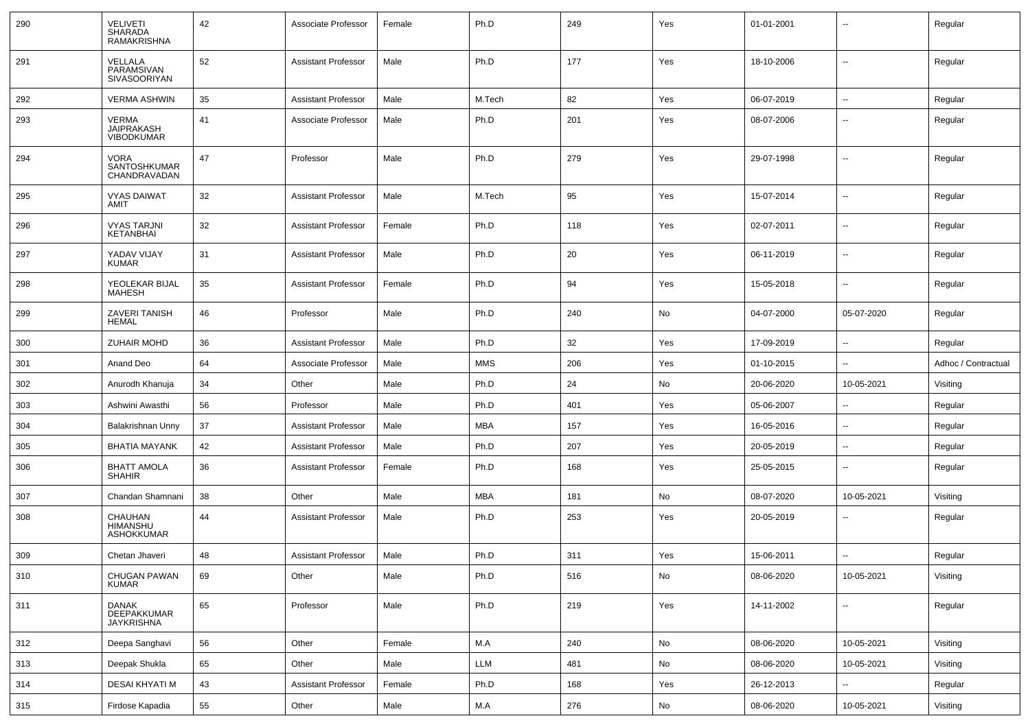| 290 | VELIVETI SHARADA RAMAKRISHNA | 42 | Associate Professor | Female | Ph.D | 249 | Yes | 01-01-2001 | -- | Regular |
|---|---|---|---|---|---|---|---|---|---|---|
| 291 | VELLALA PARAMSIVAN SIVASOORIYAN | 52 | Assistant Professor | Male | Ph.D | 177 | Yes | 18-10-2006 | -- | Regular |
| 292 | VERMA ASHWIN | 35 | Assistant Professor | Male | M.Tech | 82 | Yes | 06-07-2019 | -- | Regular |
| 293 | VERMA JAIPRAKASH VIBODKUMAR | 41 | Associate Professor | Male | Ph.D | 201 | Yes | 08-07-2006 | -- | Regular |
| 294 | VORA SANTOSHKUMAR CHANDRAVADAN | 47 | Professor | Male | Ph.D | 279 | Yes | 29-07-1998 | -- | Regular |
| 295 | VYAS DAIWAT AMIT | 32 | Assistant Professor | Male | M.Tech | 95 | Yes | 15-07-2014 | -- | Regular |
| 296 | VYAS TARJNI KETANBHAI | 32 | Assistant Professor | Female | Ph.D | 118 | Yes | 02-07-2011 | -- | Regular |
| 297 | YADAV VIJAY KUMAR | 31 | Assistant Professor | Male | Ph.D | 20 | Yes | 06-11-2019 | -- | Regular |
| 298 | YEOLEKAR BIJAL MAHESH | 35 | Assistant Professor | Female | Ph.D | 94 | Yes | 15-05-2018 | -- | Regular |
| 299 | ZAVERI TANISH HEMAL | 46 | Professor | Male | Ph.D | 240 | No | 04-07-2000 | 05-07-2020 | Regular |
| 300 | ZUHAIR MOHD | 36 | Assistant Professor | Male | Ph.D | 32 | Yes | 17-09-2019 | -- | Regular |
| 301 | Anand Deo | 64 | Associate Professor | Male | MMS | 206 | Yes | 01-10-2015 | -- | Adhoc / Contractual |
| 302 | Anurodh Khanuja | 34 | Other | Male | Ph.D | 24 | No | 20-06-2020 | 10-05-2021 | Visiting |
| 303 | Ashwini Awasthi | 56 | Professor | Male | Ph.D | 401 | Yes | 05-06-2007 | -- | Regular |
| 304 | Balakrishnan Unny | 37 | Assistant Professor | Male | MBA | 157 | Yes | 16-05-2016 | -- | Regular |
| 305 | BHATIA MAYANK | 42 | Assistant Professor | Male | Ph.D | 207 | Yes | 20-05-2019 | -- | Regular |
| 306 | BHATT AMOLA SHAHIR | 36 | Assistant Professor | Female | Ph.D | 168 | Yes | 25-05-2015 | -- | Regular |
| 307 | Chandan Shamnani | 38 | Other | Male | MBA | 181 | No | 08-07-2020 | 10-05-2021 | Visiting |
| 308 | CHAUHAN HIMANSHU ASHOKKUMAR | 44 | Assistant Professor | Male | Ph.D | 253 | Yes | 20-05-2019 | -- | Regular |
| 309 | Chetan Jhaveri | 48 | Assistant Professor | Male | Ph.D | 311 | Yes | 15-06-2011 | -- | Regular |
| 310 | CHUGAN PAWAN KUMAR | 69 | Other | Male | Ph.D | 516 | No | 08-06-2020 | 10-05-2021 | Visiting |
| 311 | DANAK DEEPAKKUMAR JAYKRISHNA | 65 | Professor | Male | Ph.D | 219 | Yes | 14-11-2002 | -- | Regular |
| 312 | Deepa Sanghavi | 56 | Other | Female | M.A | 240 | No | 08-06-2020 | 10-05-2021 | Visiting |
| 313 | Deepak Shukla | 65 | Other | Male | LLM | 481 | No | 08-06-2020 | 10-05-2021 | Visiting |
| 314 | DESAI KHYATI M | 43 | Assistant Professor | Female | Ph.D | 168 | Yes | 26-12-2013 | -- | Regular |
| 315 | Firdose Kapadia | 55 | Other | Male | M.A | 276 | No | 08-06-2020 | 10-05-2021 | Visiting |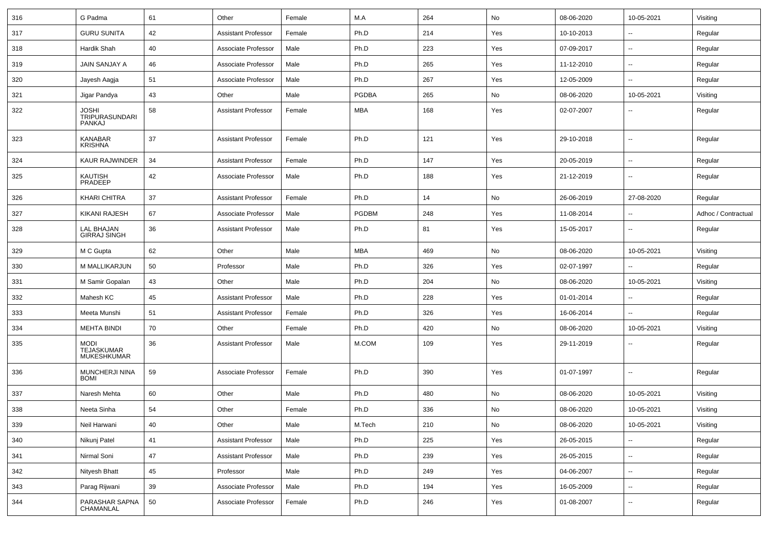| 316 | G Padma | 61 | Other | Female | M.A | 264 | No | 08-06-2020 | 10-05-2021 | Visiting |
|---|---|---|---|---|---|---|---|---|---|---|
| 317 | GURU SUNITA | 42 | Assistant Professor | Female | Ph.D | 214 | Yes | 10-10-2013 | -- | Regular |
| 318 | Hardik Shah | 40 | Associate Professor | Male | Ph.D | 223 | Yes | 07-09-2017 | -- | Regular |
| 319 | JAIN SANJAY A | 46 | Associate Professor | Male | Ph.D | 265 | Yes | 11-12-2010 | -- | Regular |
| 320 | Jayesh Aagja | 51 | Associate Professor | Male | Ph.D | 267 | Yes | 12-05-2009 | -- | Regular |
| 321 | Jigar Pandya | 43 | Other | Male | PGDBA | 265 | No | 08-06-2020 | 10-05-2021 | Visiting |
| 322 | JOSHI TRIPURASUNDARI PANKAJ | 58 | Assistant Professor | Female | MBA | 168 | Yes | 02-07-2007 | -- | Regular |
| 323 | KANABAR KRISHNA | 37 | Assistant Professor | Female | Ph.D | 121 | Yes | 29-10-2018 | -- | Regular |
| 324 | KAUR RAJWINDER | 34 | Assistant Professor | Female | Ph.D | 147 | Yes | 20-05-2019 | -- | Regular |
| 325 | KAUTISH PRADEEP | 42 | Associate Professor | Male | Ph.D | 188 | Yes | 21-12-2019 | -- | Regular |
| 326 | KHARI CHITRA | 37 | Assistant Professor | Female | Ph.D | 14 | No | 26-06-2019 | 27-08-2020 | Regular |
| 327 | KIKANI RAJESH | 67 | Associate Professor | Male | PGDBM | 248 | Yes | 11-08-2014 | -- | Adhoc / Contractual |
| 328 | LAL BHAJAN GIRRAJ SINGH | 36 | Assistant Professor | Male | Ph.D | 81 | Yes | 15-05-2017 | -- | Regular |
| 329 | M C Gupta | 62 | Other | Male | MBA | 469 | No | 08-06-2020 | 10-05-2021 | Visiting |
| 330 | M MALLIKARJUN | 50 | Professor | Male | Ph.D | 326 | Yes | 02-07-1997 | -- | Regular |
| 331 | M Samir Gopalan | 43 | Other | Male | Ph.D | 204 | No | 08-06-2020 | 10-05-2021 | Visiting |
| 332 | Mahesh KC | 45 | Assistant Professor | Male | Ph.D | 228 | Yes | 01-01-2014 | -- | Regular |
| 333 | Meeta Munshi | 51 | Assistant Professor | Female | Ph.D | 326 | Yes | 16-06-2014 | -- | Regular |
| 334 | MEHTA BINDI | 70 | Other | Female | Ph.D | 420 | No | 08-06-2020 | 10-05-2021 | Visiting |
| 335 | MODI TEJASKUMAR MUKESHKUMAR | 36 | Assistant Professor | Male | M.COM | 109 | Yes | 29-11-2019 | -- | Regular |
| 336 | MUNCHERJI NINA BOMI | 59 | Associate Professor | Female | Ph.D | 390 | Yes | 01-07-1997 | -- | Regular |
| 337 | Naresh Mehta | 60 | Other | Male | Ph.D | 480 | No | 08-06-2020 | 10-05-2021 | Visiting |
| 338 | Neeta Sinha | 54 | Other | Female | Ph.D | 336 | No | 08-06-2020 | 10-05-2021 | Visiting |
| 339 | Neil Harwani | 40 | Other | Male | M.Tech | 210 | No | 08-06-2020 | 10-05-2021 | Visiting |
| 340 | Nikunj Patel | 41 | Assistant Professor | Male | Ph.D | 225 | Yes | 26-05-2015 | -- | Regular |
| 341 | Nirmal Soni | 47 | Assistant Professor | Male | Ph.D | 239 | Yes | 26-05-2015 | -- | Regular |
| 342 | Nityesh Bhatt | 45 | Professor | Male | Ph.D | 249 | Yes | 04-06-2007 | -- | Regular |
| 343 | Parag Rijwani | 39 | Associate Professor | Male | Ph.D | 194 | Yes | 16-05-2009 | -- | Regular |
| 344 | PARASHAR SAPNA CHAMANLAL | 50 | Associate Professor | Female | Ph.D | 246 | Yes | 01-08-2007 | -- | Regular |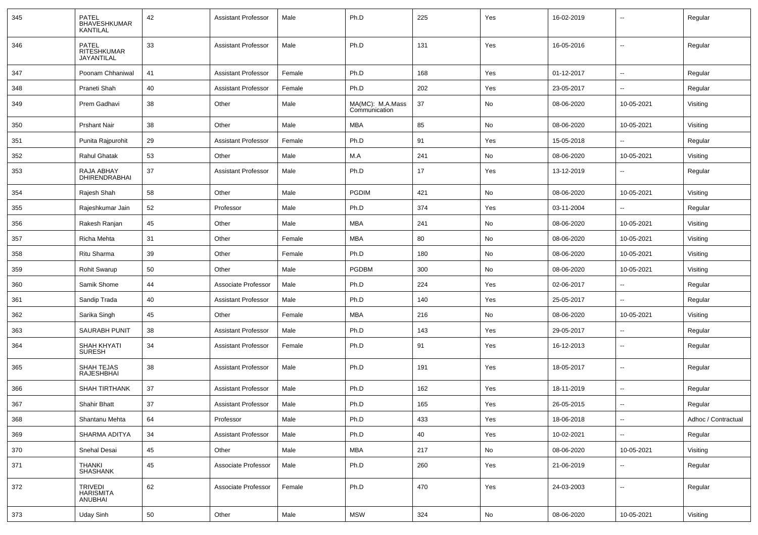| 345 | PATEL BHAVESHKUMAR KANTILAL | 42 | Assistant Professor | Male | Ph.D | 225 | Yes | 16-02-2019 | -- | Regular |
|---|---|---|---|---|---|---|---|---|---|---|
| 346 | PATEL RITESHKUMAR JAYANTILAL | 33 | Assistant Professor | Male | Ph.D | 131 | Yes | 16-05-2016 | -- | Regular |
| 347 | Poonam Chhaniwal | 41 | Assistant Professor | Female | Ph.D | 168 | Yes | 01-12-2017 | -- | Regular |
| 348 | Praneti Shah | 40 | Assistant Professor | Female | Ph.D | 202 | Yes | 23-05-2017 | -- | Regular |
| 349 | Prem Gadhavi | 38 | Other | Male | MA(MC): M.A.Mass Communication | 37 | No | 08-06-2020 | 10-05-2021 | Visiting |
| 350 | Prshant Nair | 38 | Other | Male | MBA | 85 | No | 08-06-2020 | 10-05-2021 | Visiting |
| 351 | Punita Rajpurohit | 29 | Assistant Professor | Female | Ph.D | 91 | Yes | 15-05-2018 | -- | Regular |
| 352 | Rahul Ghatak | 53 | Other | Male | M.A | 241 | No | 08-06-2020 | 10-05-2021 | Visiting |
| 353 | RAJA ABHAY DHIRENDRABHAI | 37 | Assistant Professor | Male | Ph.D | 17 | Yes | 13-12-2019 | -- | Regular |
| 354 | Rajesh Shah | 58 | Other | Male | PGDIM | 421 | No | 08-06-2020 | 10-05-2021 | Visiting |
| 355 | Rajeshkumar Jain | 52 | Professor | Male | Ph.D | 374 | Yes | 03-11-2004 | -- | Regular |
| 356 | Rakesh Ranjan | 45 | Other | Male | MBA | 241 | No | 08-06-2020 | 10-05-2021 | Visiting |
| 357 | Richa Mehta | 31 | Other | Female | MBA | 80 | No | 08-06-2020 | 10-05-2021 | Visiting |
| 358 | Ritu Sharma | 39 | Other | Female | Ph.D | 180 | No | 08-06-2020 | 10-05-2021 | Visiting |
| 359 | Rohit Swarup | 50 | Other | Male | PGDBM | 300 | No | 08-06-2020 | 10-05-2021 | Visiting |
| 360 | Samik Shome | 44 | Associate Professor | Male | Ph.D | 224 | Yes | 02-06-2017 | -- | Regular |
| 361 | Sandip Trada | 40 | Assistant Professor | Male | Ph.D | 140 | Yes | 25-05-2017 | -- | Regular |
| 362 | Sarika Singh | 45 | Other | Female | MBA | 216 | No | 08-06-2020 | 10-05-2021 | Visiting |
| 363 | SAURABH PUNIT | 38 | Assistant Professor | Male | Ph.D | 143 | Yes | 29-05-2017 | -- | Regular |
| 364 | SHAH KHYATI SURESH | 34 | Assistant Professor | Female | Ph.D | 91 | Yes | 16-12-2013 | -- | Regular |
| 365 | SHAH TEJAS RAJESHBHAI | 38 | Assistant Professor | Male | Ph.D | 191 | Yes | 18-05-2017 | -- | Regular |
| 366 | SHAH TIRTHANK | 37 | Assistant Professor | Male | Ph.D | 162 | Yes | 18-11-2019 | -- | Regular |
| 367 | Shahir Bhatt | 37 | Assistant Professor | Male | Ph.D | 165 | Yes | 26-05-2015 | -- | Regular |
| 368 | Shantanu Mehta | 64 | Professor | Male | Ph.D | 433 | Yes | 18-06-2018 | -- | Adhoc / Contractual |
| 369 | SHARMA ADITYA | 34 | Assistant Professor | Male | Ph.D | 40 | Yes | 10-02-2021 | -- | Regular |
| 370 | Snehal Desai | 45 | Other | Male | MBA | 217 | No | 08-06-2020 | 10-05-2021 | Visiting |
| 371 | THANKI SHASHANK | 45 | Associate Professor | Male | Ph.D | 260 | Yes | 21-06-2019 | -- | Regular |
| 372 | TRIVEDI HARISMITA ANUBHAI | 62 | Associate Professor | Female | Ph.D | 470 | Yes | 24-03-2003 | -- | Regular |
| 373 | Uday Sinh | 50 | Other | Male | MSW | 324 | No | 08-06-2020 | 10-05-2021 | Visiting |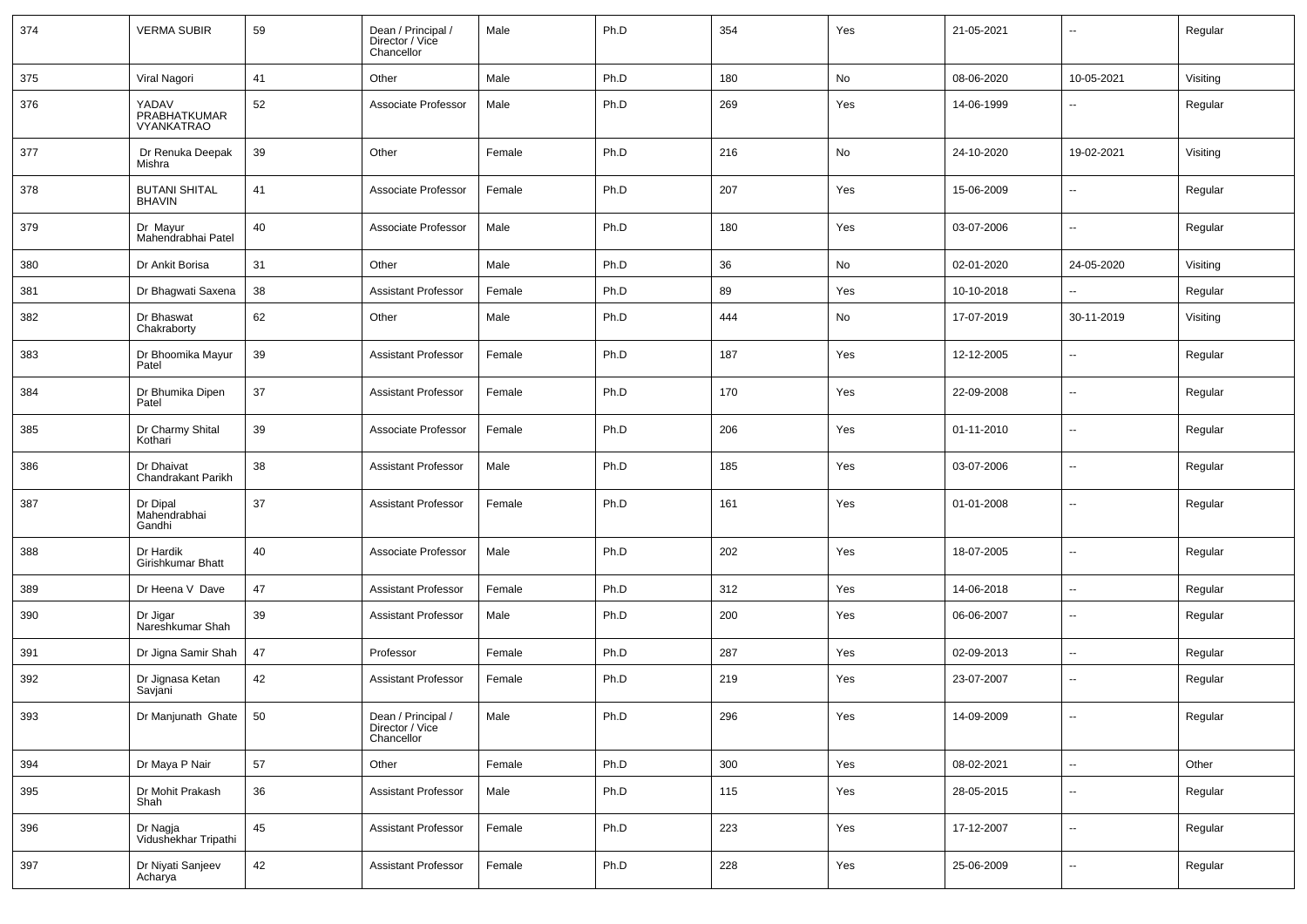| 374 | VERMA SUBIR | 59 | Dean / Principal / Director / Vice Chancellor | Male | Ph.D | 354 | Yes | 21-05-2021 | -- | Regular |
|---|---|---|---|---|---|---|---|---|---|---|
| 375 | Viral Nagori | 41 | Other | Male | Ph.D | 180 | No | 08-06-2020 | 10-05-2021 | Visiting |
| 376 | YADAV PRABHATKUMAR VYANKATRAO | 52 | Associate Professor | Male | Ph.D | 269 | Yes | 14-06-1999 | -- | Regular |
| 377 | Dr Renuka Deepak Mishra | 39 | Other | Female | Ph.D | 216 | No | 24-10-2020 | 19-02-2021 | Visiting |
| 378 | BUTANI SHITAL BHAVIN | 41 | Associate Professor | Female | Ph.D | 207 | Yes | 15-06-2009 | -- | Regular |
| 379 | Dr Mayur Mahendrabhai Patel | 40 | Associate Professor | Male | Ph.D | 180 | Yes | 03-07-2006 | -- | Regular |
| 380 | Dr Ankit Borisa | 31 | Other | Male | Ph.D | 36 | No | 02-01-2020 | 24-05-2020 | Visiting |
| 381 | Dr Bhagwati Saxena | 38 | Assistant Professor | Female | Ph.D | 89 | Yes | 10-10-2018 | -- | Regular |
| 382 | Dr Bhaswat Chakraborty | 62 | Other | Male | Ph.D | 444 | No | 17-07-2019 | 30-11-2019 | Visiting |
| 383 | Dr Bhoomika Mayur Patel | 39 | Assistant Professor | Female | Ph.D | 187 | Yes | 12-12-2005 | -- | Regular |
| 384 | Dr Bhumika Dipen Patel | 37 | Assistant Professor | Female | Ph.D | 170 | Yes | 22-09-2008 | -- | Regular |
| 385 | Dr Charmy Shital Kothari | 39 | Associate Professor | Female | Ph.D | 206 | Yes | 01-11-2010 | -- | Regular |
| 386 | Dr Dhaivat Chandrakant Parikh | 38 | Assistant Professor | Male | Ph.D | 185 | Yes | 03-07-2006 | -- | Regular |
| 387 | Dr Dipal Mahendrabhai Gandhi | 37 | Assistant Professor | Female | Ph.D | 161 | Yes | 01-01-2008 | -- | Regular |
| 388 | Dr Hardik Girishkumar Bhatt | 40 | Associate Professor | Male | Ph.D | 202 | Yes | 18-07-2005 | -- | Regular |
| 389 | Dr Heena V Dave | 47 | Assistant Professor | Female | Ph.D | 312 | Yes | 14-06-2018 | -- | Regular |
| 390 | Dr Jigar Nareshkumar Shah | 39 | Assistant Professor | Male | Ph.D | 200 | Yes | 06-06-2007 | -- | Regular |
| 391 | Dr Jigna Samir Shah | 47 | Professor | Female | Ph.D | 287 | Yes | 02-09-2013 | -- | Regular |
| 392 | Dr Jignasa Ketan Savjani | 42 | Assistant Professor | Female | Ph.D | 219 | Yes | 23-07-2007 | -- | Regular |
| 393 | Dr Manjunath Ghate | 50 | Dean / Principal / Director / Vice Chancellor | Male | Ph.D | 296 | Yes | 14-09-2009 | -- | Regular |
| 394 | Dr Maya P Nair | 57 | Other | Female | Ph.D | 300 | Yes | 08-02-2021 | -- | Other |
| 395 | Dr Mohit Prakash Shah | 36 | Assistant Professor | Male | Ph.D | 115 | Yes | 28-05-2015 | -- | Regular |
| 396 | Dr Nagja Vidushekhar Tripathi | 45 | Assistant Professor | Female | Ph.D | 223 | Yes | 17-12-2007 | -- | Regular |
| 397 | Dr Niyati Sanjeev Acharya | 42 | Assistant Professor | Female | Ph.D | 228 | Yes | 25-06-2009 | -- | Regular |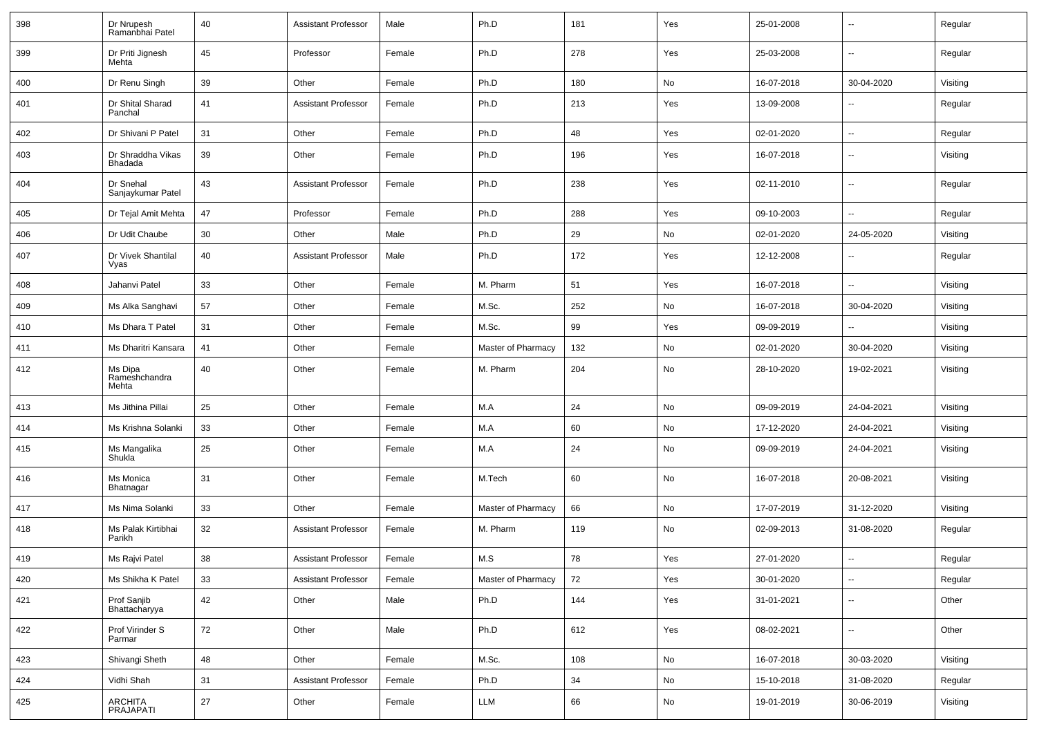| 398 | Dr Nrupesh Ramanbhai Patel | 40 | Assistant Professor | Male | Ph.D | 181 | Yes | 25-01-2008 | -- | Regular |
|---|---|---|---|---|---|---|---|---|---|---|
| 399 | Dr Priti Jignesh Mehta | 45 | Professor | Female | Ph.D | 278 | Yes | 25-03-2008 | -- | Regular |
| 400 | Dr Renu Singh | 39 | Other | Female | Ph.D | 180 | No | 16-07-2018 | 30-04-2020 | Visiting |
| 401 | Dr Shital Sharad Panchal | 41 | Assistant Professor | Female | Ph.D | 213 | Yes | 13-09-2008 | -- | Regular |
| 402 | Dr Shivani P Patel | 31 | Other | Female | Ph.D | 48 | Yes | 02-01-2020 | -- | Regular |
| 403 | Dr Shraddha Vikas Bhadada | 39 | Other | Female | Ph.D | 196 | Yes | 16-07-2018 | -- | Visiting |
| 404 | Dr Snehal Sanjaykumar Patel | 43 | Assistant Professor | Female | Ph.D | 238 | Yes | 02-11-2010 | -- | Regular |
| 405 | Dr Tejal Amit Mehta | 47 | Professor | Female | Ph.D | 288 | Yes | 09-10-2003 | -- | Regular |
| 406 | Dr Udit Chaube | 30 | Other | Male | Ph.D | 29 | No | 02-01-2020 | 24-05-2020 | Visiting |
| 407 | Dr Vivek Shantilal Vyas | 40 | Assistant Professor | Male | Ph.D | 172 | Yes | 12-12-2008 | -- | Regular |
| 408 | Jahanvi Patel | 33 | Other | Female | M. Pharm | 51 | Yes | 16-07-2018 | -- | Visiting |
| 409 | Ms Alka Sanghavi | 57 | Other | Female | M.Sc. | 252 | No | 16-07-2018 | 30-04-2020 | Visiting |
| 410 | Ms Dhara T Patel | 31 | Other | Female | M.Sc. | 99 | Yes | 09-09-2019 | -- | Visiting |
| 411 | Ms Dharitri Kansara | 41 | Other | Female | Master of Pharmacy | 132 | No | 02-01-2020 | 30-04-2020 | Visiting |
| 412 | Ms Dipa Rameshchandra Mehta | 40 | Other | Female | M. Pharm | 204 | No | 28-10-2020 | 19-02-2021 | Visiting |
| 413 | Ms Jithina Pillai | 25 | Other | Female | M.A | 24 | No | 09-09-2019 | 24-04-2021 | Visiting |
| 414 | Ms Krishna Solanki | 33 | Other | Female | M.A | 60 | No | 17-12-2020 | 24-04-2021 | Visiting |
| 415 | Ms Mangalika Shukla | 25 | Other | Female | M.A | 24 | No | 09-09-2019 | 24-04-2021 | Visiting |
| 416 | Ms Monica Bhatnagar | 31 | Other | Female | M.Tech | 60 | No | 16-07-2018 | 20-08-2021 | Visiting |
| 417 | Ms Nima Solanki | 33 | Other | Female | Master of Pharmacy | 66 | No | 17-07-2019 | 31-12-2020 | Visiting |
| 418 | Ms Palak Kirtibhai Parikh | 32 | Assistant Professor | Female | M. Pharm | 119 | No | 02-09-2013 | 31-08-2020 | Regular |
| 419 | Ms Rajvi Patel | 38 | Assistant Professor | Female | M.S | 78 | Yes | 27-01-2020 | -- | Regular |
| 420 | Ms Shikha K Patel | 33 | Assistant Professor | Female | Master of Pharmacy | 72 | Yes | 30-01-2020 | -- | Regular |
| 421 | Prof Sanjib Bhattacharyya | 42 | Other | Male | Ph.D | 144 | Yes | 31-01-2021 | -- | Other |
| 422 | Prof Virinder S Parmar | 72 | Other | Male | Ph.D | 612 | Yes | 08-02-2021 | -- | Other |
| 423 | Shivangi Sheth | 48 | Other | Female | M.Sc. | 108 | No | 16-07-2018 | 30-03-2020 | Visiting |
| 424 | Vidhi Shah | 31 | Assistant Professor | Female | Ph.D | 34 | No | 15-10-2018 | 31-08-2020 | Regular |
| 425 | ARCHITA PRAJAPATI | 27 | Other | Female | LLM | 66 | No | 19-01-2019 | 30-06-2019 | Visiting |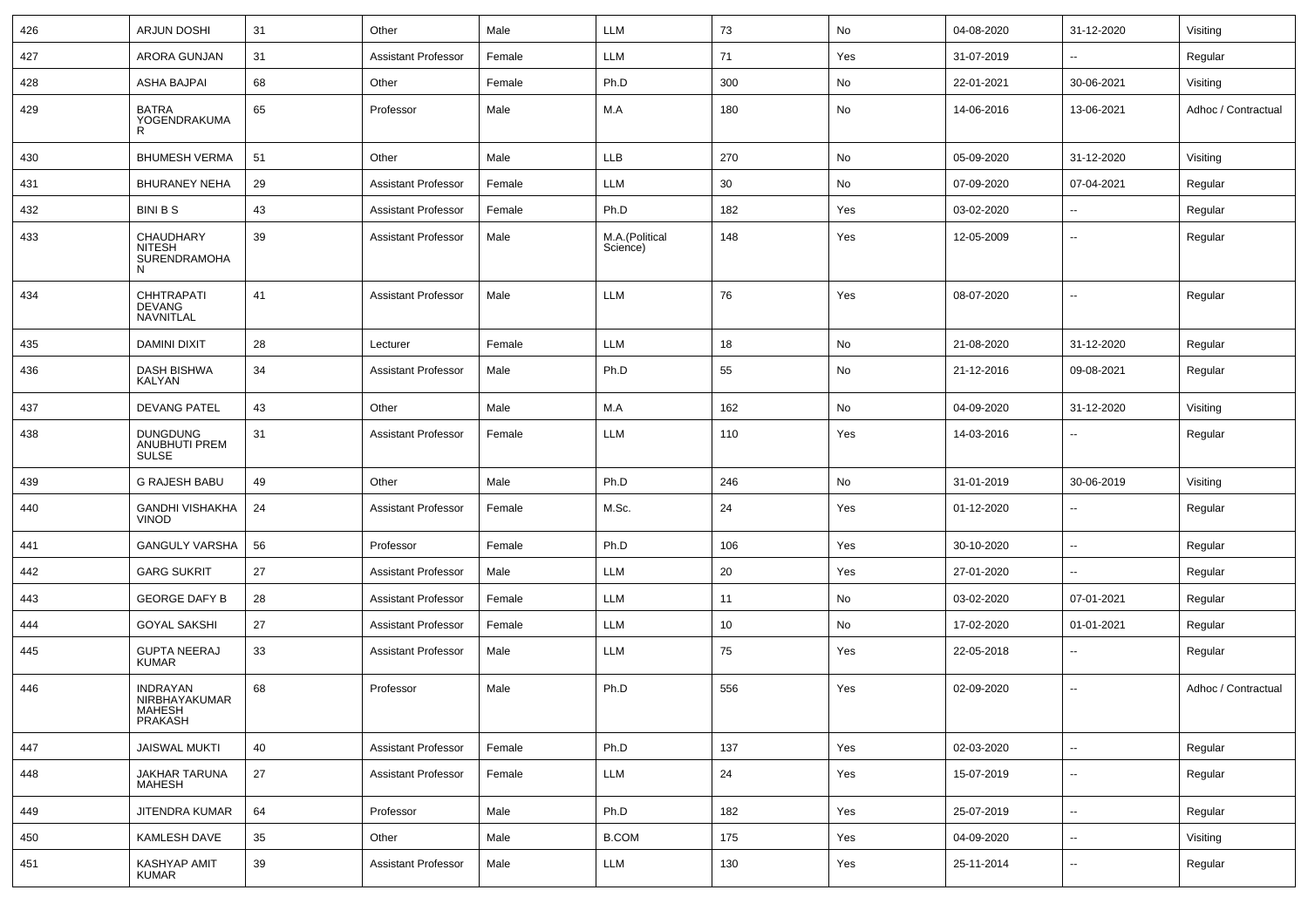| 426 | ARJUN DOSHI | 31 | Other | Male | LLM | 73 | No | 04-08-2020 | 31-12-2020 | Visiting |
|---|---|---|---|---|---|---|---|---|---|---|
| 427 | ARORA GUNJAN | 31 | Assistant Professor | Female | LLM | 71 | Yes | 31-07-2019 | -- | Regular |
| 428 | ASHA BAJPAI | 68 | Other | Female | Ph.D | 300 | No | 22-01-2021 | 30-06-2021 | Visiting |
| 429 | BATRA YOGENDRAKUMAR | 65 | Professor | Male | M.A | 180 | No | 14-06-2016 | 13-06-2021 | Adhoc / Contractual |
| 430 | BHUMESH VERMA | 51 | Other | Male | LLB | 270 | No | 05-09-2020 | 31-12-2020 | Visiting |
| 431 | BHURANEY NEHA | 29 | Assistant Professor | Female | LLM | 30 | No | 07-09-2020 | 07-04-2021 | Regular |
| 432 | BINI B S | 43 | Assistant Professor | Female | Ph.D | 182 | Yes | 03-02-2020 | -- | Regular |
| 433 | CHAUDHARY NITESH SURENDRAMOHAN | 39 | Assistant Professor | Male | M.A.(Political Science) | 148 | Yes | 12-05-2009 | -- | Regular |
| 434 | CHHTRAPATI DEVANG NAVNITLAL | 41 | Assistant Professor | Male | LLM | 76 | Yes | 08-07-2020 | -- | Regular |
| 435 | DAMINI DIXIT | 28 | Lecturer | Female | LLM | 18 | No | 21-08-2020 | 31-12-2020 | Regular |
| 436 | DASH BISHWA KALYAN | 34 | Assistant Professor | Male | Ph.D | 55 | No | 21-12-2016 | 09-08-2021 | Regular |
| 437 | DEVANG PATEL | 43 | Other | Male | M.A | 162 | No | 04-09-2020 | 31-12-2020 | Visiting |
| 438 | DUNGDUNG ANUBHUTI PREM SULSE | 31 | Assistant Professor | Female | LLM | 110 | Yes | 14-03-2016 | -- | Regular |
| 439 | G RAJESH BABU | 49 | Other | Male | Ph.D | 246 | No | 31-01-2019 | 30-06-2019 | Visiting |
| 440 | GANDHI VISHAKHA VINOD | 24 | Assistant Professor | Female | M.Sc. | 24 | Yes | 01-12-2020 | -- | Regular |
| 441 | GANGULY VARSHA | 56 | Professor | Female | Ph.D | 106 | Yes | 30-10-2020 | -- | Regular |
| 442 | GARG SUKRIT | 27 | Assistant Professor | Male | LLM | 20 | Yes | 27-01-2020 | -- | Regular |
| 443 | GEORGE DAFY B | 28 | Assistant Professor | Female | LLM | 11 | No | 03-02-2020 | 07-01-2021 | Regular |
| 444 | GOYAL SAKSHI | 27 | Assistant Professor | Female | LLM | 10 | No | 17-02-2020 | 01-01-2021 | Regular |
| 445 | GUPTA NEERAJ KUMAR | 33 | Assistant Professor | Male | LLM | 75 | Yes | 22-05-2018 | -- | Regular |
| 446 | INDRAYAN NIRBHAYAKUMAR MAHESH PRAKASH | 68 | Professor | Male | Ph.D | 556 | Yes | 02-09-2020 | -- | Adhoc / Contractual |
| 447 | JAISWAL MUKTI | 40 | Assistant Professor | Female | Ph.D | 137 | Yes | 02-03-2020 | -- | Regular |
| 448 | JAKHAR TARUNA MAHESH | 27 | Assistant Professor | Female | LLM | 24 | Yes | 15-07-2019 | -- | Regular |
| 449 | JITENDRA KUMAR | 64 | Professor | Male | Ph.D | 182 | Yes | 25-07-2019 | -- | Regular |
| 450 | KAMLESH DAVE | 35 | Other | Male | B.COM | 175 | Yes | 04-09-2020 | -- | Visiting |
| 451 | KASHYAP AMIT KUMAR | 39 | Assistant Professor | Male | LLM | 130 | Yes | 25-11-2014 | -- | Regular |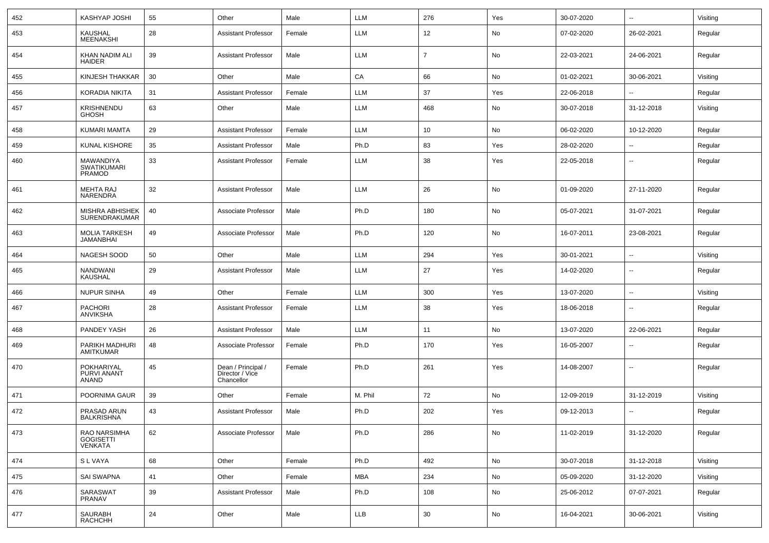| 452 | KASHYAP JOSHI | 55 | Other | Male | LLM | 276 | Yes | 30-07-2020 | -- | Visiting |
|---|---|---|---|---|---|---|---|---|---|---|
| 453 | KAUSHAL MEENAKSHI | 28 | Assistant Professor | Female | LLM | 12 | No | 07-02-2020 | 26-02-2021 | Regular |
| 454 | KHAN NADIM ALI HAIDER | 39 | Assistant Professor | Male | LLM | 7 | No | 22-03-2021 | 24-06-2021 | Regular |
| 455 | KINJESH THAKKAR | 30 | Other | Male | CA | 66 | No | 01-02-2021 | 30-06-2021 | Visiting |
| 456 | KORADIA NIKITA | 31 | Assistant Professor | Female | LLM | 37 | Yes | 22-06-2018 | -- | Regular |
| 457 | KRISHNENDU GHOSH | 63 | Other | Male | LLM | 468 | No | 30-07-2018 | 31-12-2018 | Visiting |
| 458 | KUMARI MAMTA | 29 | Assistant Professor | Female | LLM | 10 | No | 06-02-2020 | 10-12-2020 | Regular |
| 459 | KUNAL KISHORE | 35 | Assistant Professor | Male | Ph.D | 83 | Yes | 28-02-2020 | -- | Regular |
| 460 | MAWANDIYA SWATIKUMARI PRAMOD | 33 | Assistant Professor | Female | LLM | 38 | Yes | 22-05-2018 | -- | Regular |
| 461 | MEHTA RAJ NARENDRA | 32 | Assistant Professor | Male | LLM | 26 | No | 01-09-2020 | 27-11-2020 | Regular |
| 462 | MISHRA ABHISHEK SURENDRAKUMAR | 40 | Associate Professor | Male | Ph.D | 180 | No | 05-07-2021 | 31-07-2021 | Regular |
| 463 | MOLIA TARKESH JAMANBHAI | 49 | Associate Professor | Male | Ph.D | 120 | No | 16-07-2011 | 23-08-2021 | Regular |
| 464 | NAGESH SOOD | 50 | Other | Male | LLM | 294 | Yes | 30-01-2021 | -- | Visiting |
| 465 | NANDWANI KAUSHAL | 29 | Assistant Professor | Male | LLM | 27 | Yes | 14-02-2020 | -- | Regular |
| 466 | NUPUR SINHA | 49 | Other | Female | LLM | 300 | Yes | 13-07-2020 | -- | Visiting |
| 467 | PACHORI ANVIKSHA | 28 | Assistant Professor | Female | LLM | 38 | Yes | 18-06-2018 | -- | Regular |
| 468 | PANDEY YASH | 26 | Assistant Professor | Male | LLM | 11 | No | 13-07-2020 | 22-06-2021 | Regular |
| 469 | PARIKH MADHURI AMITKUMAR | 48 | Associate Professor | Female | Ph.D | 170 | Yes | 16-05-2007 | -- | Regular |
| 470 | POKHARIYAL PURVI ANANT ANAND | 45 | Dean / Principal / Director / Vice Chancellor | Female | Ph.D | 261 | Yes | 14-08-2007 | -- | Regular |
| 471 | POORNIMA GAUR | 39 | Other | Female | M. Phil | 72 | No | 12-09-2019 | 31-12-2019 | Visiting |
| 472 | PRASAD ARUN BALKRISHNA | 43 | Assistant Professor | Male | Ph.D | 202 | Yes | 09-12-2013 | -- | Regular |
| 473 | RAO NARSIMHA GOGISETTI VENKATA | 62 | Associate Professor | Male | Ph.D | 286 | No | 11-02-2019 | 31-12-2020 | Regular |
| 474 | S L VAYA | 68 | Other | Female | Ph.D | 492 | No | 30-07-2018 | 31-12-2018 | Visiting |
| 475 | SAI SWAPNA | 41 | Other | Female | MBA | 234 | No | 05-09-2020 | 31-12-2020 | Visiting |
| 476 | SARASWAT PRANAV | 39 | Assistant Professor | Male | Ph.D | 108 | No | 25-06-2012 | 07-07-2021 | Regular |
| 477 | SAURABH RACHCHH | 24 | Other | Male | LLB | 30 | No | 16-04-2021 | 30-06-2021 | Visiting |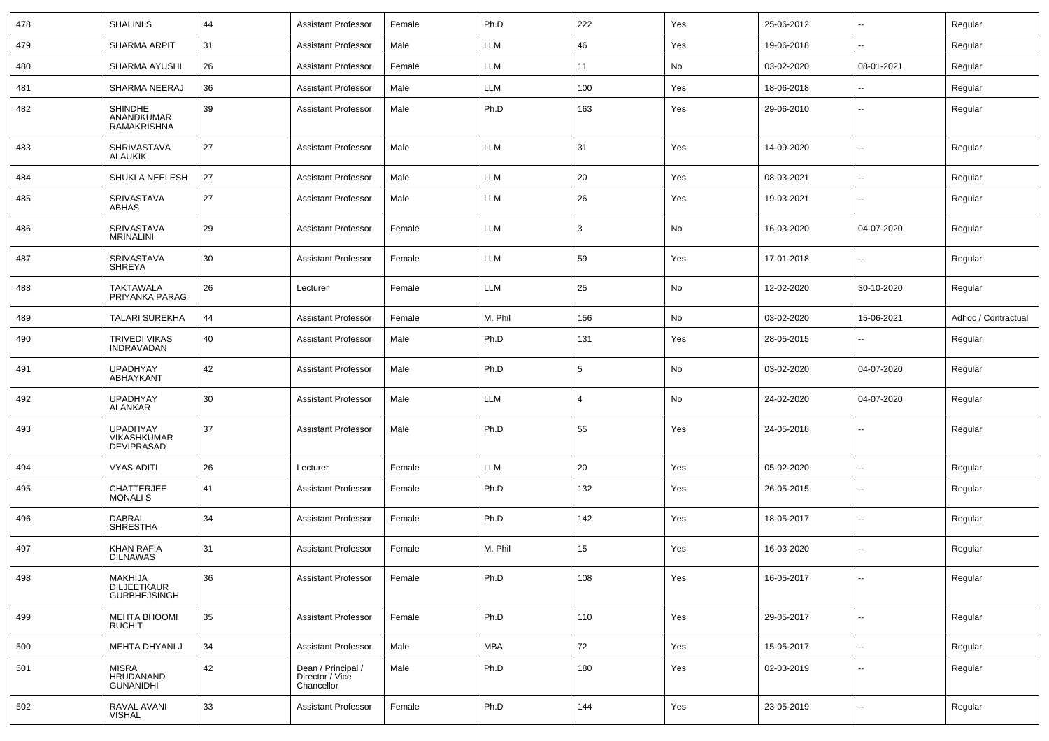| 478 | SHALINI S | 44 | Assistant Professor | Female | Ph.D | 222 | Yes | 25-06-2012 | -- | Regular |
|---|---|---|---|---|---|---|---|---|---|---|
| 479 | SHARMA ARPIT | 31 | Assistant Professor | Male | LLM | 46 | Yes | 19-06-2018 | -- | Regular |
| 480 | SHARMA AYUSHI | 26 | Assistant Professor | Female | LLM | 11 | No | 03-02-2020 | 08-01-2021 | Regular |
| 481 | SHARMA NEERAJ | 36 | Assistant Professor | Male | LLM | 100 | Yes | 18-06-2018 | -- | Regular |
| 482 | SHINDHE ANANDKUMAR RAMAKRISHNA | 39 | Assistant Professor | Male | Ph.D | 163 | Yes | 29-06-2010 | -- | Regular |
| 483 | SHRIVASTAVA ALAUKIK | 27 | Assistant Professor | Male | LLM | 31 | Yes | 14-09-2020 | -- | Regular |
| 484 | SHUKLA NEELESH | 27 | Assistant Professor | Male | LLM | 20 | Yes | 08-03-2021 | -- | Regular |
| 485 | SRIVASTAVA ABHAS | 27 | Assistant Professor | Male | LLM | 26 | Yes | 19-03-2021 | -- | Regular |
| 486 | SRIVASTAVA MRINALINI | 29 | Assistant Professor | Female | LLM | 3 | No | 16-03-2020 | 04-07-2020 | Regular |
| 487 | SRIVASTAVA SHREYA | 30 | Assistant Professor | Female | LLM | 59 | Yes | 17-01-2018 | -- | Regular |
| 488 | TAKTAWALA PRIYANKA PARAG | 26 | Lecturer | Female | LLM | 25 | No | 12-02-2020 | 30-10-2020 | Regular |
| 489 | TALARI SUREKHA | 44 | Assistant Professor | Female | M. Phil | 156 | No | 03-02-2020 | 15-06-2021 | Adhoc / Contractual |
| 490 | TRIVEDI VIKAS INDRAVADAN | 40 | Assistant Professor | Male | Ph.D | 131 | Yes | 28-05-2015 | -- | Regular |
| 491 | UPADHYAY ABHAYKANT | 42 | Assistant Professor | Male | Ph.D | 5 | No | 03-02-2020 | 04-07-2020 | Regular |
| 492 | UPADHYAY ALANKAR | 30 | Assistant Professor | Male | LLM | 4 | No | 24-02-2020 | 04-07-2020 | Regular |
| 493 | UPADHYAY VIKASHKUMAR DEVIPRASAD | 37 | Assistant Professor | Male | Ph.D | 55 | Yes | 24-05-2018 | -- | Regular |
| 494 | VYAS ADITI | 26 | Lecturer | Female | LLM | 20 | Yes | 05-02-2020 | -- | Regular |
| 495 | CHATTERJEE MONALI S | 41 | Assistant Professor | Female | Ph.D | 132 | Yes | 26-05-2015 | -- | Regular |
| 496 | DABRAL SHRESTHA | 34 | Assistant Professor | Female | Ph.D | 142 | Yes | 18-05-2017 | -- | Regular |
| 497 | KHAN RAFIA DILNAWAS | 31 | Assistant Professor | Female | M. Phil | 15 | Yes | 16-03-2020 | -- | Regular |
| 498 | MAKHIJA DILJEETKAUR GURBHEJSINGH | 36 | Assistant Professor | Female | Ph.D | 108 | Yes | 16-05-2017 | -- | Regular |
| 499 | MEHTA BHOOMI RUCHIT | 35 | Assistant Professor | Female | Ph.D | 110 | Yes | 29-05-2017 | -- | Regular |
| 500 | MEHTA DHYANI J | 34 | Assistant Professor | Male | MBA | 72 | Yes | 15-05-2017 | -- | Regular |
| 501 | MISRA HRUDANAND GUNANIDHI | 42 | Dean / Principal / Director / Vice Chancellor | Male | Ph.D | 180 | Yes | 02-03-2019 | -- | Regular |
| 502 | RAVAL AVANI VISHAL | 33 | Assistant Professor | Female | Ph.D | 144 | Yes | 23-05-2019 | -- | Regular |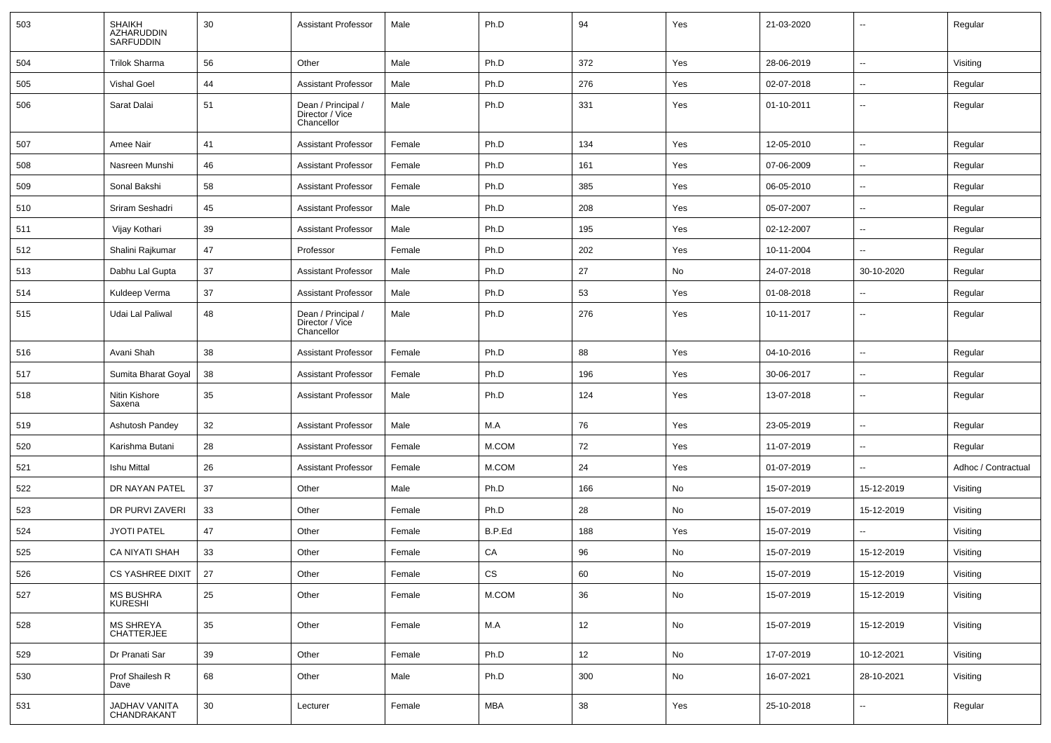| 503 | SHAIKH AZHARUDDIN SARFUDDIN | 30 | Assistant Professor | Male | Ph.D | 94 | Yes | 21-03-2020 | -- | Regular |
|---|---|---|---|---|---|---|---|---|---|---|
| 504 | Trilok Sharma | 56 | Other | Male | Ph.D | 372 | Yes | 28-06-2019 | -- | Visiting |
| 505 | Vishal Goel | 44 | Assistant Professor | Male | Ph.D | 276 | Yes | 02-07-2018 | -- | Regular |
| 506 | Sarat Dalai | 51 | Dean / Principal / Director / Vice Chancellor | Male | Ph.D | 331 | Yes | 01-10-2011 | -- | Regular |
| 507 | Amee Nair | 41 | Assistant Professor | Female | Ph.D | 134 | Yes | 12-05-2010 | -- | Regular |
| 508 | Nasreen Munshi | 46 | Assistant Professor | Female | Ph.D | 161 | Yes | 07-06-2009 | -- | Regular |
| 509 | Sonal Bakshi | 58 | Assistant Professor | Female | Ph.D | 385 | Yes | 06-05-2010 | -- | Regular |
| 510 | Sriram Seshadri | 45 | Assistant Professor | Male | Ph.D | 208 | Yes | 05-07-2007 | -- | Regular |
| 511 | Vijay Kothari | 39 | Assistant Professor | Male | Ph.D | 195 | Yes | 02-12-2007 | -- | Regular |
| 512 | Shalini Rajkumar | 47 | Professor | Female | Ph.D | 202 | Yes | 10-11-2004 | -- | Regular |
| 513 | Dabhu Lal Gupta | 37 | Assistant Professor | Male | Ph.D | 27 | No | 24-07-2018 | 30-10-2020 | Regular |
| 514 | Kuldeep Verma | 37 | Assistant Professor | Male | Ph.D | 53 | Yes | 01-08-2018 | -- | Regular |
| 515 | Udai Lal Paliwal | 48 | Dean / Principal / Director / Vice Chancellor | Male | Ph.D | 276 | Yes | 10-11-2017 | -- | Regular |
| 516 | Avani Shah | 38 | Assistant Professor | Female | Ph.D | 88 | Yes | 04-10-2016 | -- | Regular |
| 517 | Sumita Bharat Goyal | 38 | Assistant Professor | Female | Ph.D | 196 | Yes | 30-06-2017 | -- | Regular |
| 518 | Nitin Kishore Saxena | 35 | Assistant Professor | Male | Ph.D | 124 | Yes | 13-07-2018 | -- | Regular |
| 519 | Ashutosh Pandey | 32 | Assistant Professor | Male | M.A | 76 | Yes | 23-05-2019 | -- | Regular |
| 520 | Karishma Butani | 28 | Assistant Professor | Female | M.COM | 72 | Yes | 11-07-2019 | -- | Regular |
| 521 | Ishu Mittal | 26 | Assistant Professor | Female | M.COM | 24 | Yes | 01-07-2019 | -- | Adhoc / Contractual |
| 522 | DR NAYAN PATEL | 37 | Other | Male | Ph.D | 166 | No | 15-07-2019 | 15-12-2019 | Visiting |
| 523 | DR PURVI ZAVERI | 33 | Other | Female | Ph.D | 28 | No | 15-07-2019 | 15-12-2019 | Visiting |
| 524 | JYOTI PATEL | 47 | Other | Female | B.P.Ed | 188 | Yes | 15-07-2019 | -- | Visiting |
| 525 | CA NIYATI SHAH | 33 | Other | Female | CA | 96 | No | 15-07-2019 | 15-12-2019 | Visiting |
| 526 | CS YASHREE DIXIT | 27 | Other | Female | CS | 60 | No | 15-07-2019 | 15-12-2019 | Visiting |
| 527 | MS BUSHRA KURESHI | 25 | Other | Female | M.COM | 36 | No | 15-07-2019 | 15-12-2019 | Visiting |
| 528 | MS SHREYA CHATTERJEE | 35 | Other | Female | M.A | 12 | No | 15-07-2019 | 15-12-2019 | Visiting |
| 529 | Dr Pranati Sar | 39 | Other | Female | Ph.D | 12 | No | 17-07-2019 | 10-12-2021 | Visiting |
| 530 | Prof Shailesh R Dave | 68 | Other | Male | Ph.D | 300 | No | 16-07-2021 | 28-10-2021 | Visiting |
| 531 | JADHAV VANITA CHANDRAKANT | 30 | Lecturer | Female | MBA | 38 | Yes | 25-10-2018 | -- | Regular |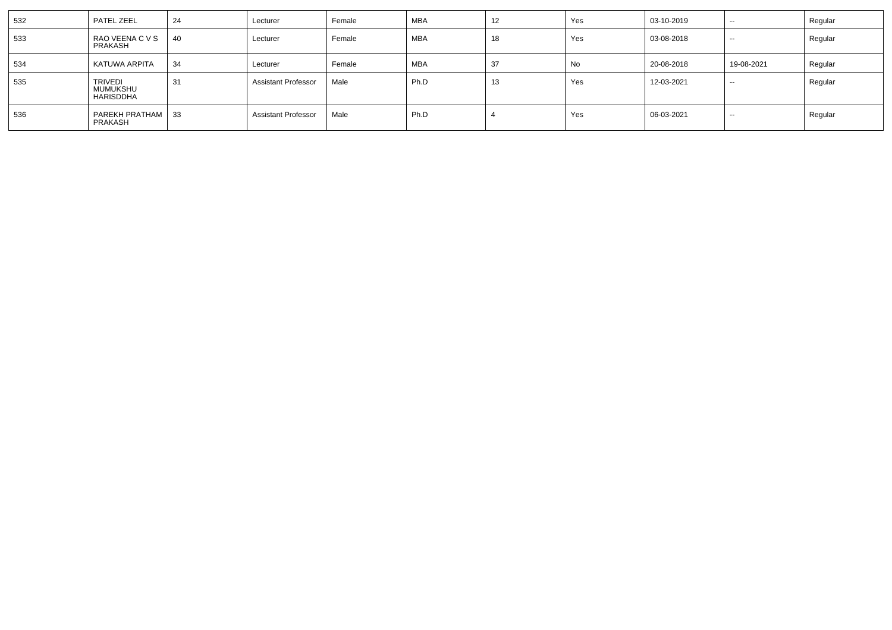| | | | | | | | | | | |
|---|---|---|---|---|---|---|---|---|---|---|
| 532 | PATEL ZEEL | 24 | Lecturer | Female | MBA | 12 | Yes | 03-10-2019 | -- | Regular |
| 533 | RAO VEENA C V S PRAKASH | 40 | Lecturer | Female | MBA | 18 | Yes | 03-08-2018 | -- | Regular |
| 534 | KATUWA ARPITA | 34 | Lecturer | Female | MBA | 37 | No | 20-08-2018 | 19-08-2021 | Regular |
| 535 | TRIVEDI MUMUKSHU HARISDDHA | 31 | Assistant Professor | Male | Ph.D | 13 | Yes | 12-03-2021 | -- | Regular |
| 536 | PAREKH PRATHAM PRAKASH | 33 | Assistant Professor | Male | Ph.D | 4 | Yes | 06-03-2021 | -- | Regular |